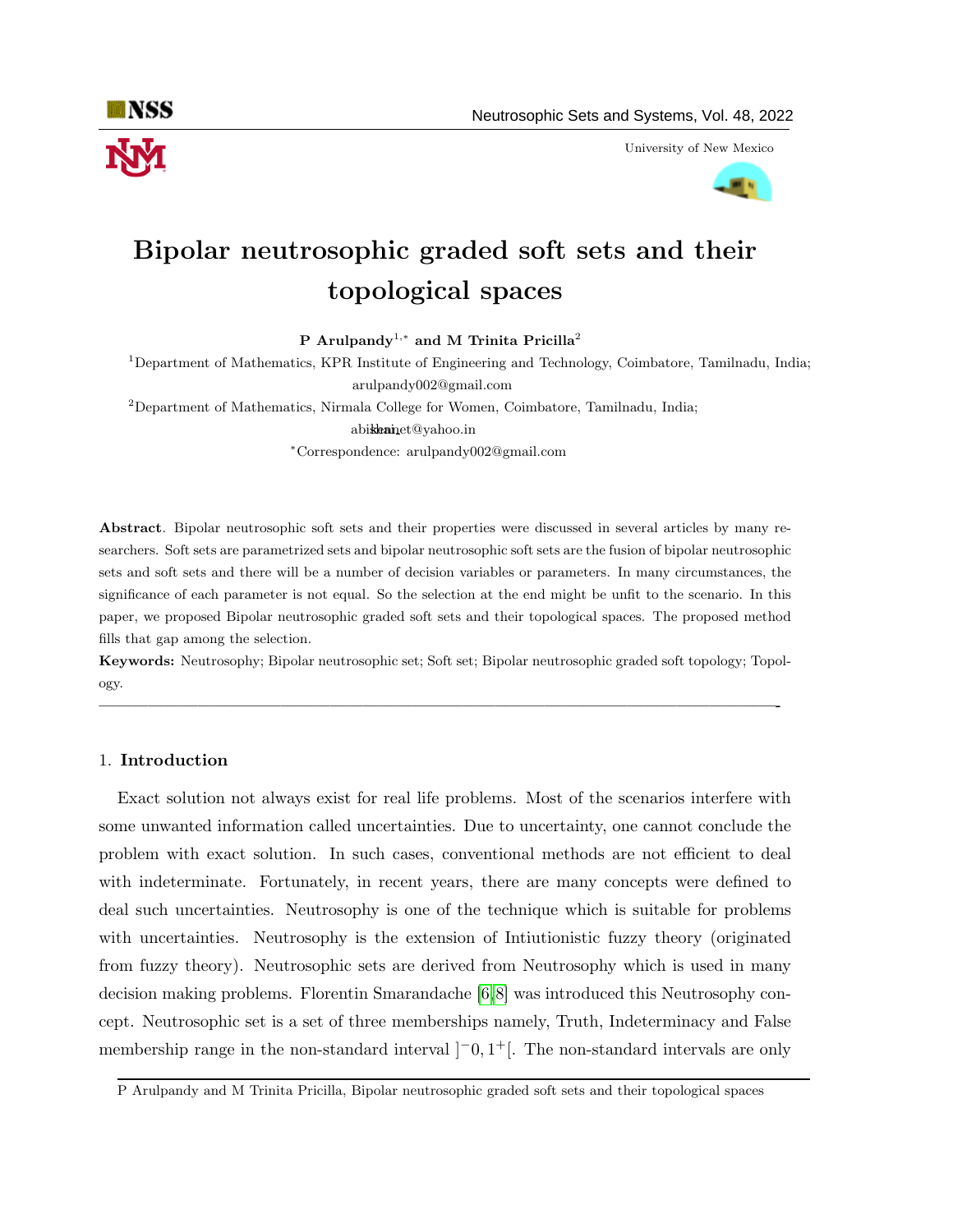# Bipolar neutrosophic graded soft sets and their topological spaces

**P Arulpandy**[1,*] **and M Trinita Pricilla**[2]

[1]Department of Mathematics, KPR Institute of Engineering and Technology, Coimbatore, Tamilnadu, India; arulpandy002@gmail.com

[2]Department of Mathematics, Nirmala College for Women, Coimbatore, Tamilnadu, India; abishai_kennet@yahoo.in

*Correspondence: arulpandy002@gmail.com

**Abstract**. Bipolar neutrosophic soft sets and their properties were discussed in several articles by many researchers. Soft sets are parametrized sets and bipolar neutrosophic soft sets are the fusion of bipolar neutrosophic sets and soft sets and there will be a number of decision variables or parameters. In many circumstances, the significance of each parameter is not equal. So the selection at the end might be unfit to the scenario. In this paper, we proposed Bipolar neutrosophic graded soft sets and their topological spaces. The proposed method fills that gap among the selection.

**Keywords:** Neutrosophy; Bipolar neutrosophic set; Soft set; Bipolar neutrosophic graded soft topology; Topology.

---

## 1. Introduction

Exact solution not always exist for real life problems. Most of the scenarios interfere with some unwanted information called uncertainties. Due to uncertainty, one cannot conclude the problem with exact solution. In such cases, conventional methods are not efficient to deal with indeterminate. Fortunately, in recent years, there are many concepts were defined to deal such uncertainties. Neutrosophy is one of the technique which is suitable for problems with uncertainties. Neutrosophy is the extension of Intiutionistic fuzzy theory (originated from fuzzy theory). Neutrosophic sets are derived from Neutrosophy which is used in many decision making problems. Florentin Smarandache [6,8] was introduced this Neutrosophy concept. Neutrosophic set is a set of three memberships namely, Truth, Indeterminacy and False membership range in the non-standard interval $]^{-}0, 1^{+}[$. The non-standard intervals are only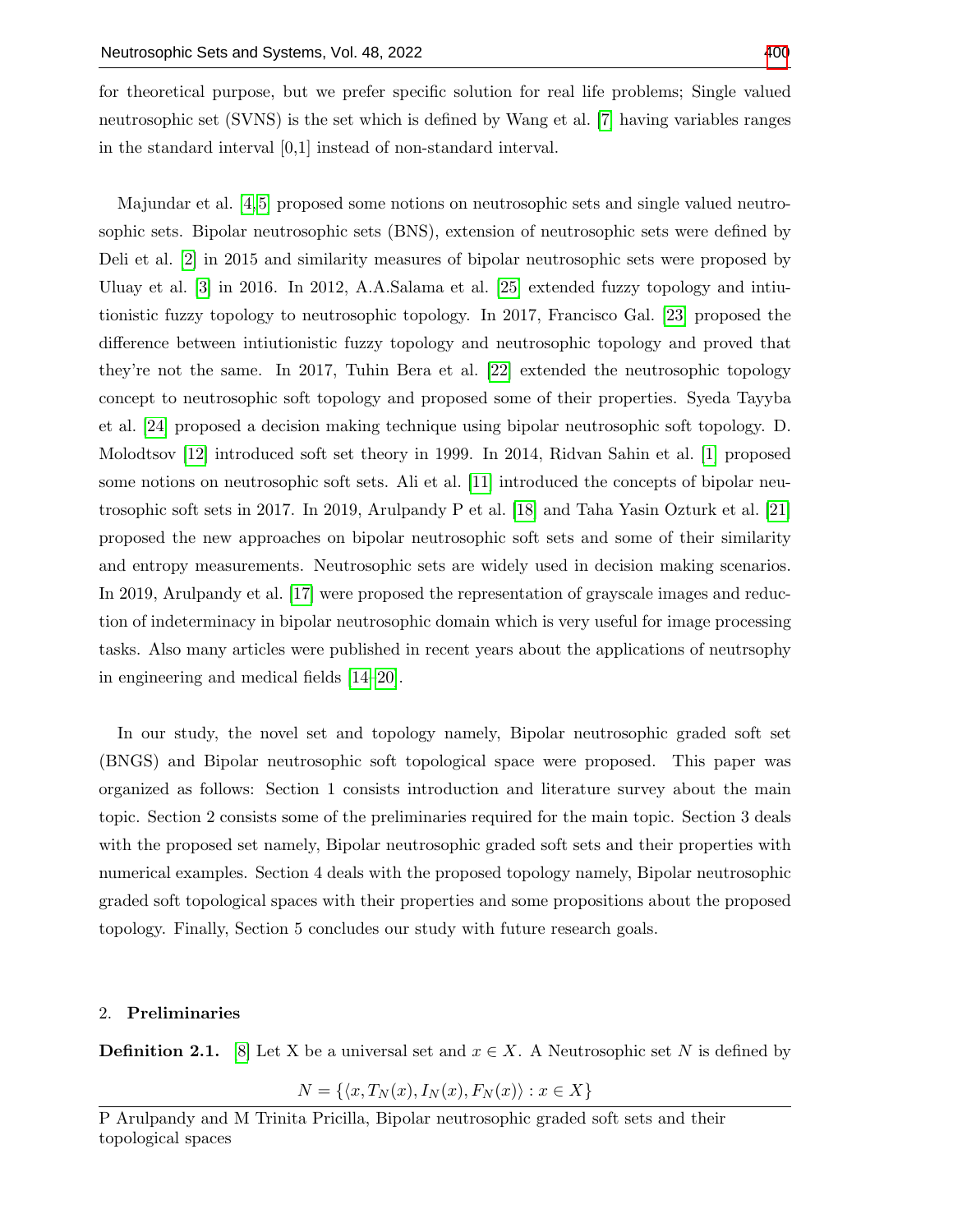for theoretical purpose, but we prefer specific solution for real life problems; Single valued neutrosophic set (SVNS) is the set which is defined by Wang et al. [7] having variables ranges in the standard interval [0,1] instead of non-standard interval.

Majundar et al. [4,5] proposed some notions on neutrosophic sets and single valued neutrosophic sets. Bipolar neutrosophic sets (BNS), extension of neutrosophic sets were defined by Deli et al. [2] in 2015 and similarity measures of bipolar neutrosophic sets were proposed by Uluay et al. [3] in 2016. In 2012, A.A.Salama et al. [25] extended fuzzy topology and intiutionistic fuzzy topology to neutrosophic topology. In 2017, Francisco Gal. [23] proposed the difference between intiutionistic fuzzy topology and neutrosophic topology and proved that they're not the same. In 2017, Tuhin Bera et al. [22] extended the neutrosophic topology concept to neutrosophic soft topology and proposed some of their properties. Syeda Tayyba et al. [24] proposed a decision making technique using bipolar neutrosophic soft topology. D. Molodtsov [12] introduced soft set theory in 1999. In 2014, Ridvan Sahin et al. [1] proposed some notions on neutrosophic soft sets. Ali et al. [11] introduced the concepts of bipolar neutrosophic soft sets in 2017. In 2019, Arulpandy P et al. [18] and Taha Yasin Ozturk et al. [21] proposed the new approaches on bipolar neutrosophic soft sets and some of their similarity and entropy measurements. Neutrosophic sets are widely used in decision making scenarios. In 2019, Arulpandy et al. [17] were proposed the representation of grayscale images and reduction of indeterminacy in bipolar neutrosophic domain which is very useful for image processing tasks. Also many articles were published in recent years about the applications of neutrsophy in engineering and medical fields [14–20].

In our study, the novel set and topology namely, Bipolar neutrosophic graded soft set (BNGS) and Bipolar neutrosophic soft topological space were proposed. This paper was organized as follows: Section 1 consists introduction and literature survey about the main topic. Section 2 consists some of the preliminaries required for the main topic. Section 3 deals with the proposed set namely, Bipolar neutrosophic graded soft sets and their properties with numerical examples. Section 4 deals with the proposed topology namely, Bipolar neutrosophic graded soft topological spaces with their properties and some propositions about the proposed topology. Finally, Section 5 concludes our study with future research goals.

## 2. Preliminaries

**Definition 2.1.** [8] Let X be a universal set and $x \in X$. A Neutrosophic set $N$ is defined by

$$N = \{\langle x, T_N(x), I_N(x), F_N(x)\rangle : x \in X\}$$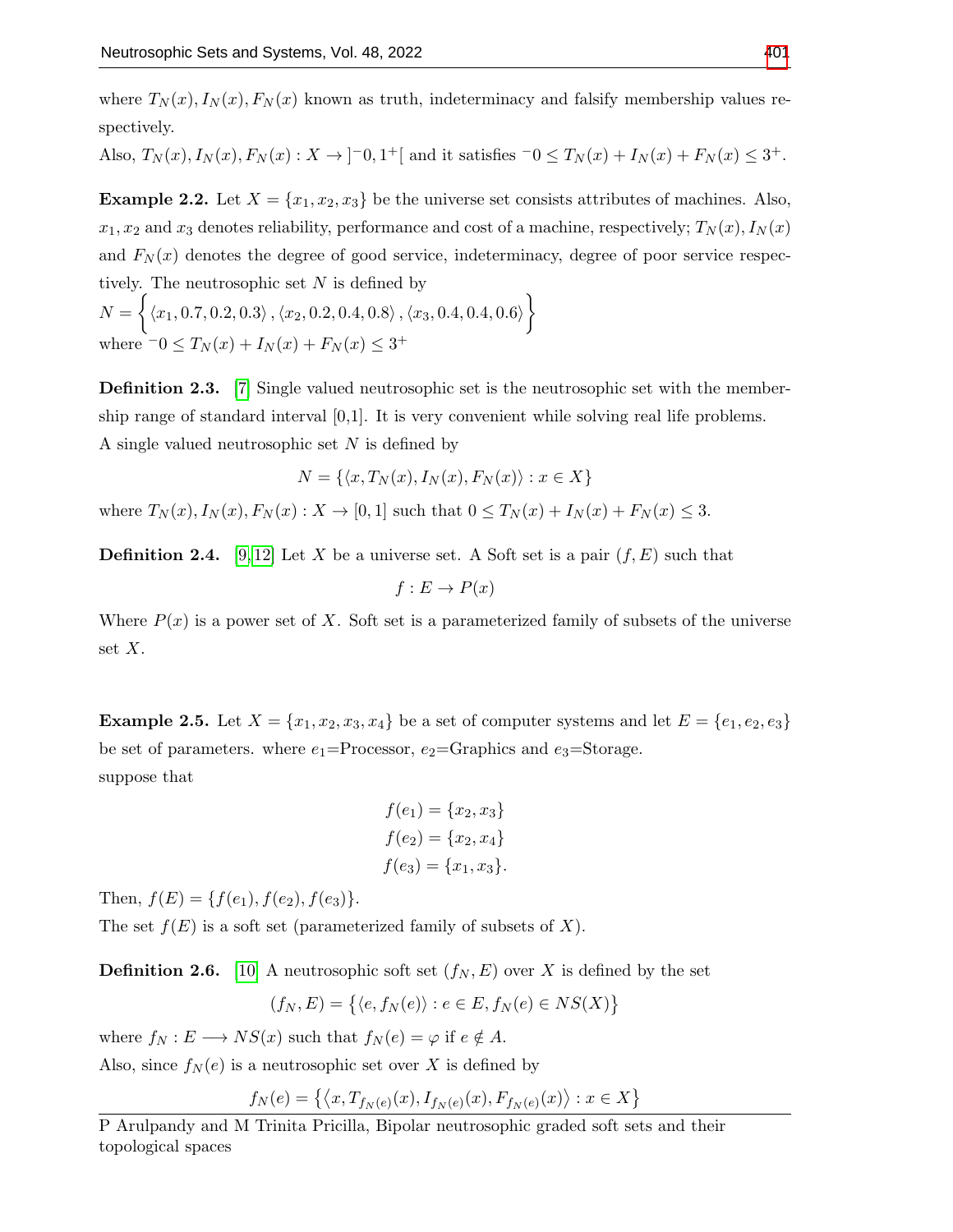where $T_N(x), I_N(x), F_N(x)$ known as truth, indeterminacy and falsify membership values respectively.

Also, $T_N(x), I_N(x), F_N(x) : X \to ]^-0, 1^+[$ and it satisfies $^-0 \le T_N(x) + I_N(x) + F_N(x) \le 3^+$.

**Example 2.2.** Let $X = \{x_1, x_2, x_3\}$ be the universe set consists attributes of machines. Also, $x_1, x_2$ and $x_3$ denotes reliability, performance and cost of a machine, respectively; $T_N(x), I_N(x)$ and $F_N(x)$ denotes the degree of good service, indeterminacy, degree of poor service respectively. The neutrosophic set $N$ is defined by

$N = \left\{ \langle x_1, 0.7, 0.2, 0.3 \rangle, \langle x_2, 0.2, 0.4, 0.8 \rangle, \langle x_3, 0.4, 0.4, 0.6 \rangle \right\}$

where $^-0 \le T_N(x) + I_N(x) + F_N(x) \le 3^+$

**Definition 2.3.** [7] Single valued neutrosophic set is the neutrosophic set with the membership range of standard interval [0,1]. It is very convenient while solving real life problems. A single valued neutrosophic set $N$ is defined by

$$N = \{\langle x, T_N(x), I_N(x), F_N(x) \rangle : x \in X\}$$

where $T_N(x), I_N(x), F_N(x) : X \to [0, 1]$ such that $0 \le T_N(x) + I_N(x) + F_N(x) \le 3$.

**Definition 2.4.** [9, 12] Let $X$ be a universe set. A Soft set is a pair $(f, E)$ such that

$$f : E \to P(x)$$

Where $P(x)$ is a power set of $X$. Soft set is a parameterized family of subsets of the universe set $X$.

**Example 2.5.** Let $X = \{x_1, x_2, x_3, x_4\}$ be a set of computer systems and let $E = \{e_1, e_2, e_3\}$ be set of parameters. where $e_1$=Processor, $e_2$=Graphics and $e_3$=Storage.

suppose that

$$f(e_1) = \{x_2, x_3\}$$
$$f(e_2) = \{x_2, x_4\}$$
$$f(e_3) = \{x_1, x_3\}.$$

Then, $f(E) = \{f(e_1), f(e_2), f(e_3)\}$.

The set $f(E)$ is a soft set (parameterized family of subsets of $X$).

**Definition 2.6.** [10] A neutrosophic soft set $(f_N, E)$ over $X$ is defined by the set

$$(f_N, E) = \left\{ \langle e, f_N(e) \rangle : e \in E, f_N(e) \in NS(X) \right\}$$

where $f_N : E \longrightarrow NS(x)$ such that $f_N(e) = \varphi$ if $e \notin A$.

Also, since $f_N(e)$ is a neutrosophic set over $X$ is defined by

$$f_N(e) = \left\{ \left\langle x, T_{f_N(e)}(x), I_{f_N(e)}(x), F_{f_N(e)}(x) \right\rangle : x \in X \right\}$$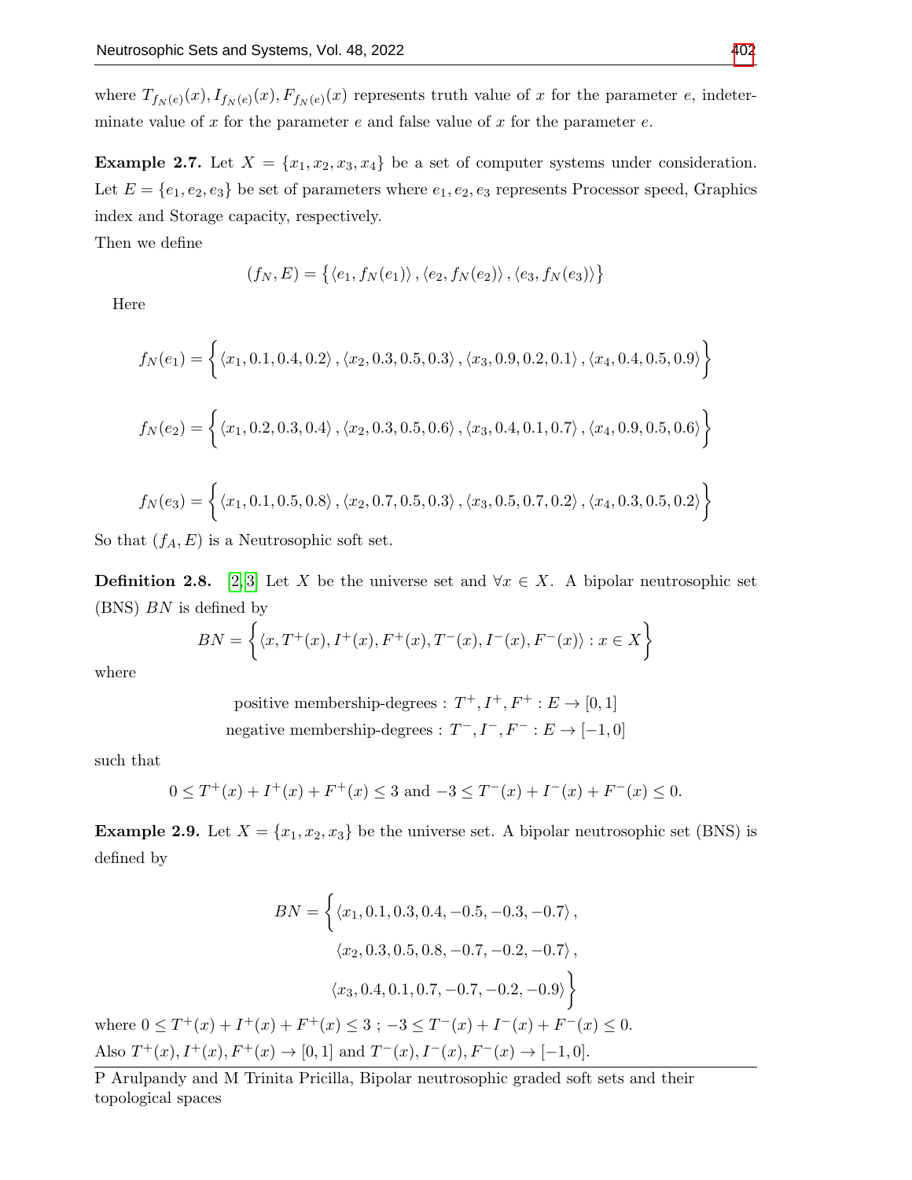where $T_{f_N(e)}(x), I_{f_N(e)}(x), F_{f_N(e)}(x)$ represents truth value of $x$ for the parameter $e$, indeterminate value of $x$ for the parameter $e$ and false value of $x$ for the parameter $e$.

**Example 2.7.** Let $X = \{x_1, x_2, x_3, x_4\}$ be a set of computer systems under consideration. Let $E = \{e_1, e_2, e_3\}$ be set of parameters where $e_1, e_2, e_3$ represents Processor speed, Graphics index and Storage capacity, respectively.
Then we define

$$(f_N, E) = \{\langle e_1, f_N(e_1)\rangle, \langle e_2, f_N(e_2)\rangle, \langle e_3, f_N(e_3)\rangle\}$$

Here

$$f_N(e_1) = \left\{\langle x_1, 0.1, 0.4, 0.2\rangle, \langle x_2, 0.3, 0.5, 0.3\rangle, \langle x_3, 0.9, 0.2, 0.1\rangle, \langle x_4, 0.4, 0.5, 0.9\rangle\right\}$$

$$f_N(e_2) = \left\{\langle x_1, 0.2, 0.3, 0.4\rangle, \langle x_2, 0.3, 0.5, 0.6\rangle, \langle x_3, 0.4, 0.1, 0.7\rangle, \langle x_4, 0.9, 0.5, 0.6\rangle\right\}$$

$$f_N(e_3) = \left\{\langle x_1, 0.1, 0.5, 0.8\rangle, \langle x_2, 0.7, 0.5, 0.3\rangle, \langle x_3, 0.5, 0.7, 0.2\rangle, \langle x_4, 0.3, 0.5, 0.2\rangle\right\}$$

So that $(f_A, E)$ is a Neutrosophic soft set.

**Definition 2.8.** [2,3] Let $X$ be the universe set and $\forall x \in X$. A bipolar neutrosophic set (BNS) $BN$ is defined by

$$BN = \left\{\langle x, T^+(x), I^+(x), F^+(x), T^-(x), I^-(x), F^-(x)\rangle : x \in X\right\}$$

where

$$\text{positive membership-degrees} : T^+, I^+, F^+ : E \to [0,1]$$
$$\text{negative membership-degrees} : T^-, I^-, F^- : E \to [-1,0]$$

such that

$$0 \leq T^+(x) + I^+(x) + F^+(x) \leq 3 \text{ and } -3 \leq T^-(x) + I^-(x) + F^-(x) \leq 0.$$

**Example 2.9.** Let $X = \{x_1, x_2, x_3\}$ be the universe set. A bipolar neutrosophic set (BNS) is defined by

$$BN = \Big\{\langle x_1, 0.1, 0.3, 0.4, -0.5, -0.3, -0.7\rangle, \langle x_2, 0.3, 0.5, 0.8, -0.7, -0.2, -0.7\rangle, \langle x_3, 0.4, 0.1, 0.7, -0.7, -0.2, -0.9\rangle\Big\}$$

where $0 \leq T^+(x) + I^+(x) + F^+(x) \leq 3$ ; $-3 \leq T^-(x) + I^-(x) + F^-(x) \leq 0$.
Also $T^+(x), I^+(x), F^+(x) \to [0,1]$ and $T^-(x), I^-(x), F^-(x) \to [-1,0]$.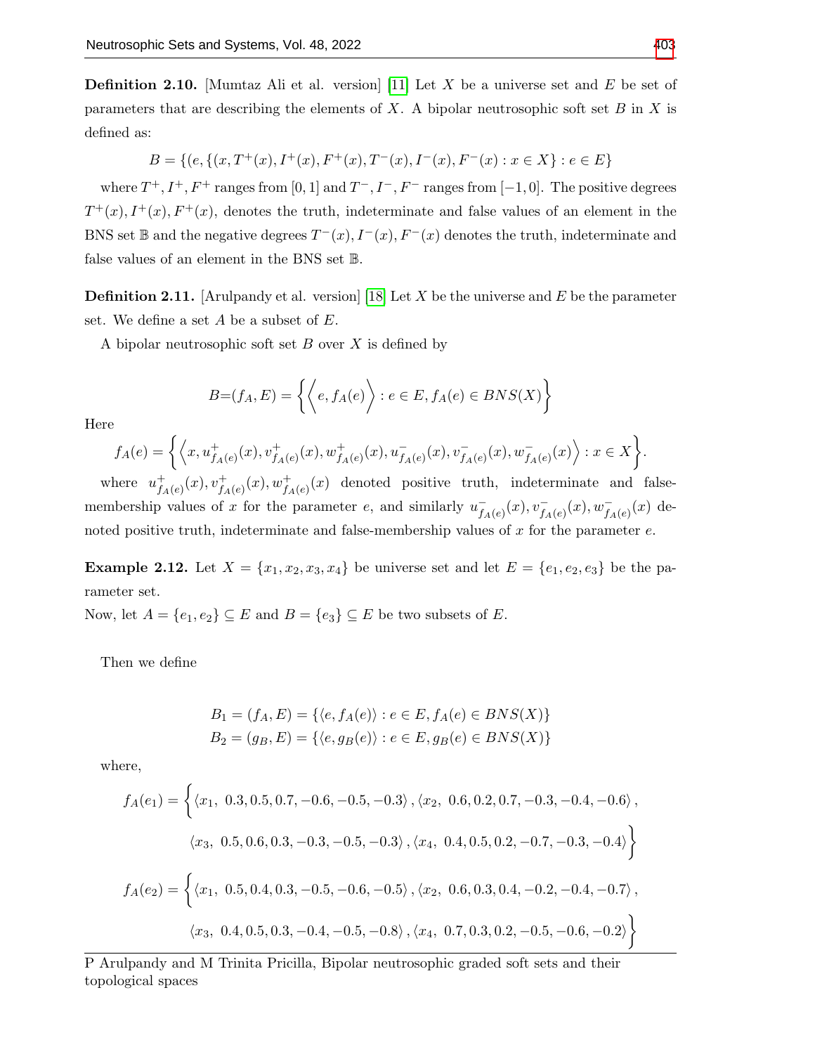**Definition 2.10.** [Mumtaz Ali et al. version] [11] Let $X$ be a universe set and $E$ be set of parameters that are describing the elements of $X$. A bipolar neutrosophic soft set $B$ in $X$ is defined as:

$$B = \{(e, \{(x, T^{+}(x), I^{+}(x), F^{+}(x), T^{-}(x), I^{-}(x), F^{-}(x) : x \in X\} : e \in E\}$$

where $T^{+}, I^{+}, F^{+}$ ranges from $[0,1]$ and $T^{-}, I^{-}, F^{-}$ ranges from $[-1,0]$. The positive degrees $T^{+}(x), I^{+}(x), F^{+}(x)$, denotes the truth, indeterminate and false values of an element in the BNS set $\mathbb{B}$ and the negative degrees $T^{-}(x), I^{-}(x), F^{-}(x)$ denotes the truth, indeterminate and false values of an element in the BNS set $\mathbb{B}$.

**Definition 2.11.** [Arulpandy et al. version] [18] Let $X$ be the universe and $E$ be the parameter set. We define a set $A$ be a subset of $E$.

A bipolar neutrosophic soft set $B$ over $X$ is defined by

$$B{=}(f_A, E) = \left\{ \left\langle e, f_A(e) \right\rangle : e \in E, f_A(e) \in BNS(X) \right\}$$

Here

$$f_A(e) = \left\{ \left\langle x, u^{+}_{f_A(e)}(x), v^{+}_{f_A(e)}(x), w^{+}_{f_A(e)}(x), u^{-}_{f_A(e)}(x), v^{-}_{f_A(e)}(x), w^{-}_{f_A(e)}(x) \right\rangle : x \in X \right\}.$$

where $u^{+}_{f_A(e)}(x), v^{+}_{f_A(e)}(x), w^{+}_{f_A(e)}(x)$ denoted positive truth, indeterminate and false-membership values of $x$ for the parameter $e$, and similarly $u^{-}_{f_A(e)}(x), v^{-}_{f_A(e)}(x), w^{-}_{f_A(e)}(x)$ denoted positive truth, indeterminate and false-membership values of $x$ for the parameter $e$.

**Example 2.12.** Let $X = \{x_1, x_2, x_3, x_4\}$ be universe set and let $E = \{e_1, e_2, e_3\}$ be the parameter set.
Now, let $A = \{e_1, e_2\} \subseteq E$ and $B = \{e_3\} \subseteq E$ be two subsets of $E$.

Then we define

$$B_1 = (f_A, E) = \{\langle e, f_A(e) \rangle : e \in E, f_A(e) \in BNS(X)\}$$
$$B_2 = (g_B, E) = \{\langle e, g_B(e) \rangle : e \in E, g_B(e) \in BNS(X)\}$$

where,

$$f_A(e_1) = \Big\{ \langle x_1,\ 0.3, 0.5, 0.7, -0.6, -0.5, -0.3 \rangle, \langle x_2,\ 0.6, 0.2, 0.7, -0.3, -0.4, -0.6 \rangle,$$
$$\langle x_3,\ 0.5, 0.6, 0.3, -0.3, -0.5, -0.3 \rangle, \langle x_4,\ 0.4, 0.5, 0.2, -0.7, -0.3, -0.4 \rangle \Big\}$$

$$f_A(e_2) = \Big\{ \langle x_1,\ 0.5, 0.4, 0.3, -0.5, -0.6, -0.5 \rangle, \langle x_2,\ 0.6, 0.3, 0.4, -0.2, -0.4, -0.7 \rangle,$$
$$\langle x_3,\ 0.4, 0.5, 0.3, -0.4, -0.5, -0.8 \rangle, \langle x_4,\ 0.7, 0.3, 0.2, -0.5, -0.6, -0.2 \rangle \Big\}$$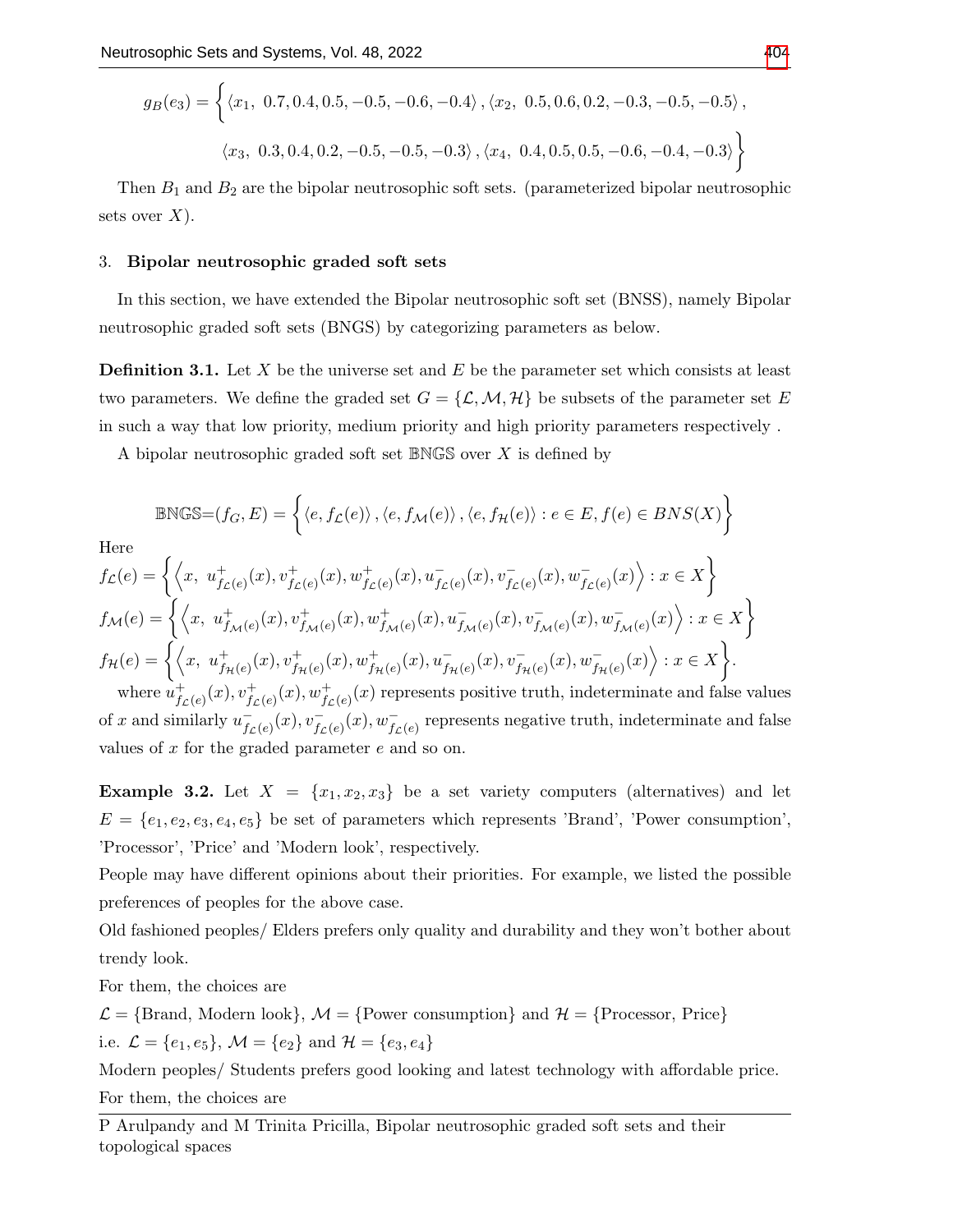$$g_B(e_3) = \Big\{ \langle x_1,\ 0.7, 0.4, 0.5, -0.5, -0.6, -0.4 \rangle, \langle x_2,\ 0.5, 0.6, 0.2, -0.3, -0.5, -0.5 \rangle,$$
$$\langle x_3,\ 0.3, 0.4, 0.2, -0.5, -0.5, -0.3 \rangle, \langle x_4,\ 0.4, 0.5, 0.5, -0.6, -0.4, -0.3 \rangle \Big\}$$

Then $B_1$ and $B_2$ are the bipolar neutrosophic soft sets. (parameterized bipolar neutrosophic sets over $X$).

## 3. Bipolar neutrosophic graded soft sets

In this section, we have extended the Bipolar neutrosophic soft set (BNSS), namely Bipolar neutrosophic graded soft sets (BNGS) by categorizing parameters as below.

**Definition 3.1.** Let $X$ be the universe set and $E$ be the parameter set which consists at least two parameters. We define the graded set $G = \{\mathcal{L}, \mathcal{M}, \mathcal{H}\}$ be subsets of the parameter set $E$ in such a way that low priority, medium priority and high priority parameters respectively .

A bipolar neutrosophic graded soft set $\mathbb{BNGS}$ over $X$ is defined by

$$\mathbb{BNGS}{=}(f_G, E) = \Big\{ \langle e, f_{\mathcal{L}}(e) \rangle, \langle e, f_{\mathcal{M}}(e) \rangle, \langle e, f_{\mathcal{H}}(e) \rangle : e \in E, f(e) \in BNS(X) \Big\}$$

Here

$$f_{\mathcal{L}}(e) = \Big\{ \Big\langle x,\ u^+_{f_{\mathcal{L}(e)}}(x), v^+_{f_{\mathcal{L}(e)}}(x), w^+_{f_{\mathcal{L}(e)}}(x), u^-_{f_{\mathcal{L}(e)}}(x), v^-_{f_{\mathcal{L}(e)}}(x), w^-_{f_{\mathcal{L}(e)}}(x) \Big\rangle : x \in X \Big\}$$

$$f_{\mathcal{M}}(e) = \Big\{ \Big\langle x,\ u^+_{f_{\mathcal{M}(e)}}(x), v^+_{f_{\mathcal{M}(e)}}(x), w^+_{f_{\mathcal{M}(e)}}(x), u^-_{f_{\mathcal{M}(e)}}(x), v^-_{f_{\mathcal{M}(e)}}(x), w^-_{f_{\mathcal{M}(e)}}(x) \Big\rangle : x \in X \Big\}$$

$$f_{\mathcal{H}}(e) = \Big\{ \Big\langle x,\ u^+_{f_{\mathcal{H}(e)}}(x), v^+_{f_{\mathcal{H}(e)}}(x), w^+_{f_{\mathcal{H}(e)}}(x), u^-_{f_{\mathcal{H}(e)}}(x), v^-_{f_{\mathcal{H}(e)}}(x), w^-_{f_{\mathcal{H}(e)}}(x) \Big\rangle : x \in X \Big\}.$$

where $u^+_{f_{\mathcal{L}(e)}}(x), v^+_{f_{\mathcal{L}(e)}}(x), w^+_{f_{\mathcal{L}(e)}}(x)$ represents positive truth, indeterminate and false values of $x$ and similarly $u^-_{f_{\mathcal{L}(e)}}(x), v^-_{f_{\mathcal{L}(e)}}(x), w^-_{f_{\mathcal{L}(e)}}$ represents negative truth, indeterminate and false values of $x$ for the graded parameter $e$ and so on.

**Example 3.2.** Let $X = \{x_1, x_2, x_3\}$ be a set variety computers (alternatives) and let $E = \{e_1, e_2, e_3, e_4, e_5\}$ be set of parameters which represents 'Brand', 'Power consumption', 'Processor', 'Price' and 'Modern look', respectively.

People may have different opinions about their priorities. For example, we listed the possible preferences of peoples for the above case.

Old fashioned peoples/ Elders prefers only quality and durability and they won't bother about trendy look.

For them, the choices are

$\mathcal{L} = \{$Brand, Modern look$\}$, $\mathcal{M} = \{$Power consumption$\}$ and $\mathcal{H} = \{$Processor, Price$\}$

i.e. $\mathcal{L} = \{e_1, e_5\}$, $\mathcal{M} = \{e_2\}$ and $\mathcal{H} = \{e_3, e_4\}$

Modern peoples/ Students prefers good looking and latest technology with affordable price.

For them, the choices are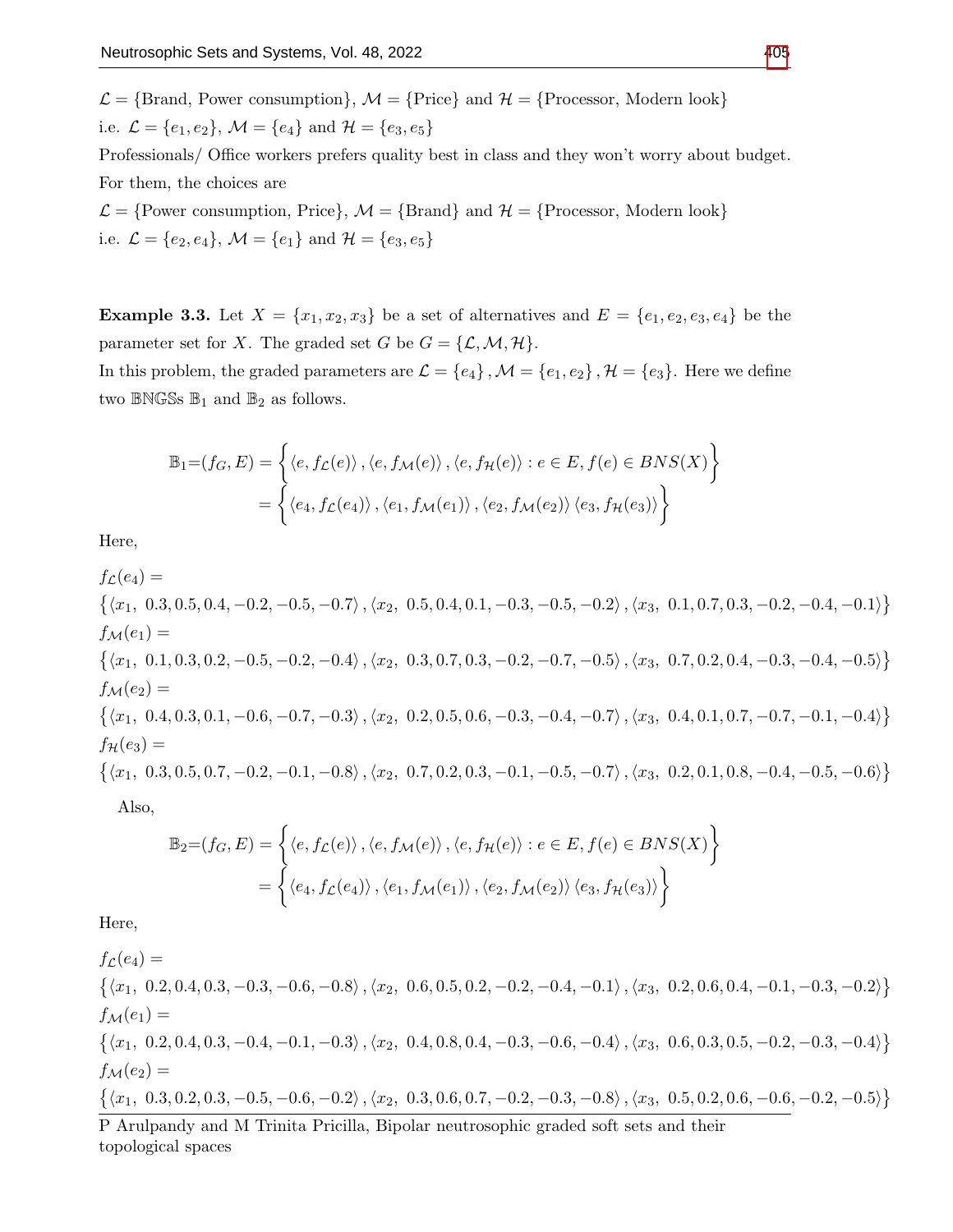$\mathcal{L} = \{\text{Brand, Power consumption}\}$, $\mathcal{M} = \{\text{Price}\}$ and $\mathcal{H} = \{\text{Processor, Modern look}\}$

i.e. $\mathcal{L} = \{e_1, e_2\}$, $\mathcal{M} = \{e_4\}$ and $\mathcal{H} = \{e_3, e_5\}$

Professionals/ Office workers prefers quality best in class and they won't worry about budget. For them, the choices are

$\mathcal{L} = \{\text{Power consumption, Price}\}$, $\mathcal{M} = \{\text{Brand}\}$ and $\mathcal{H} = \{\text{Processor, Modern look}\}$

i.e. $\mathcal{L} = \{e_2, e_4\}$, $\mathcal{M} = \{e_1\}$ and $\mathcal{H} = \{e_3, e_5\}$

**Example 3.3.** Let $X = \{x_1, x_2, x_3\}$ be a set of alternatives and $E = \{e_1, e_2, e_3, e_4\}$ be the parameter set for $X$. The graded set $G$ be $G = \{\mathcal{L}, \mathcal{M}, \mathcal{H}\}$.

In this problem, the graded parameters are $\mathcal{L} = \{e_4\}$, $\mathcal{M} = \{e_1, e_2\}$, $\mathcal{H} = \{e_3\}$. Here we define two $\mathbb{BNGS}$s $\mathbb{B}_1$ and $\mathbb{B}_2$ as follows.

$$\mathbb{B}_1 = (f_G, E) = \Big\{ \langle e, f_{\mathcal{L}}(e) \rangle, \langle e, f_{\mathcal{M}}(e) \rangle, \langle e, f_{\mathcal{H}}(e) \rangle : e \in E, f(e) \in BNS(X) \Big\}$$
$$= \Big\{ \langle e_4, f_{\mathcal{L}}(e_4) \rangle, \langle e_1, f_{\mathcal{M}}(e_1) \rangle, \langle e_2, f_{\mathcal{M}}(e_2) \rangle \langle e_3, f_{\mathcal{H}}(e_3) \rangle \Big\}$$

Here,

$f_{\mathcal{L}}(e_4) =$
$\{\langle x_1,\ 0.3, 0.5, 0.4, -0.2, -0.5, -0.7 \rangle, \langle x_2,\ 0.5, 0.4, 0.1, -0.3, -0.5, -0.2 \rangle, \langle x_3,\ 0.1, 0.7, 0.3, -0.2, -0.4, -0.1 \rangle\}$

$f_{\mathcal{M}}(e_1) =$
$\{\langle x_1,\ 0.1, 0.3, 0.2, -0.5, -0.2, -0.4 \rangle, \langle x_2,\ 0.3, 0.7, 0.3, -0.2, -0.7, -0.5 \rangle, \langle x_3,\ 0.7, 0.2, 0.4, -0.3, -0.4, -0.5 \rangle\}$

$f_{\mathcal{M}}(e_2) =$
$\{\langle x_1,\ 0.4, 0.3, 0.1, -0.6, -0.7, -0.3 \rangle, \langle x_2,\ 0.2, 0.5, 0.6, -0.3, -0.4, -0.7 \rangle, \langle x_3,\ 0.4, 0.1, 0.7, -0.7, -0.1, -0.4 \rangle\}$

$f_{\mathcal{H}}(e_3) =$
$\{\langle x_1,\ 0.3, 0.5, 0.7, -0.2, -0.1, -0.8 \rangle, \langle x_2,\ 0.7, 0.2, 0.3, -0.1, -0.5, -0.7 \rangle, \langle x_3,\ 0.2, 0.1, 0.8, -0.4, -0.5, -0.6 \rangle\}$

Also,

$$\mathbb{B}_2 = (f_G, E) = \Big\{ \langle e, f_{\mathcal{L}}(e) \rangle, \langle e, f_{\mathcal{M}}(e) \rangle, \langle e, f_{\mathcal{H}}(e) \rangle : e \in E, f(e) \in BNS(X) \Big\}$$
$$= \Big\{ \langle e_4, f_{\mathcal{L}}(e_4) \rangle, \langle e_1, f_{\mathcal{M}}(e_1) \rangle, \langle e_2, f_{\mathcal{M}}(e_2) \rangle \langle e_3, f_{\mathcal{H}}(e_3) \rangle \Big\}$$

Here,

$f_{\mathcal{L}}(e_4) =$
$\{\langle x_1,\ 0.2, 0.4, 0.3, -0.3, -0.6, -0.8 \rangle, \langle x_2,\ 0.6, 0.5, 0.2, -0.2, -0.4, -0.1 \rangle, \langle x_3,\ 0.2, 0.6, 0.4, -0.1, -0.3, -0.2 \rangle\}$

$f_{\mathcal{M}}(e_1) =$
$\{\langle x_1,\ 0.2, 0.4, 0.3, -0.4, -0.1, -0.3 \rangle, \langle x_2,\ 0.4, 0.8, 0.4, -0.3, -0.6, -0.4 \rangle, \langle x_3,\ 0.6, 0.3, 0.5, -0.2, -0.3, -0.4 \rangle\}$

$f_{\mathcal{M}}(e_2) =$
$\{\langle x_1,\ 0.3, 0.2, 0.3, -0.5, -0.6, -0.2 \rangle, \langle x_2,\ 0.3, 0.6, 0.7, -0.2, -0.3, -0.8 \rangle, \langle x_3,\ 0.5, 0.2, 0.6, -0.6, -0.2, -0.5 \rangle\}$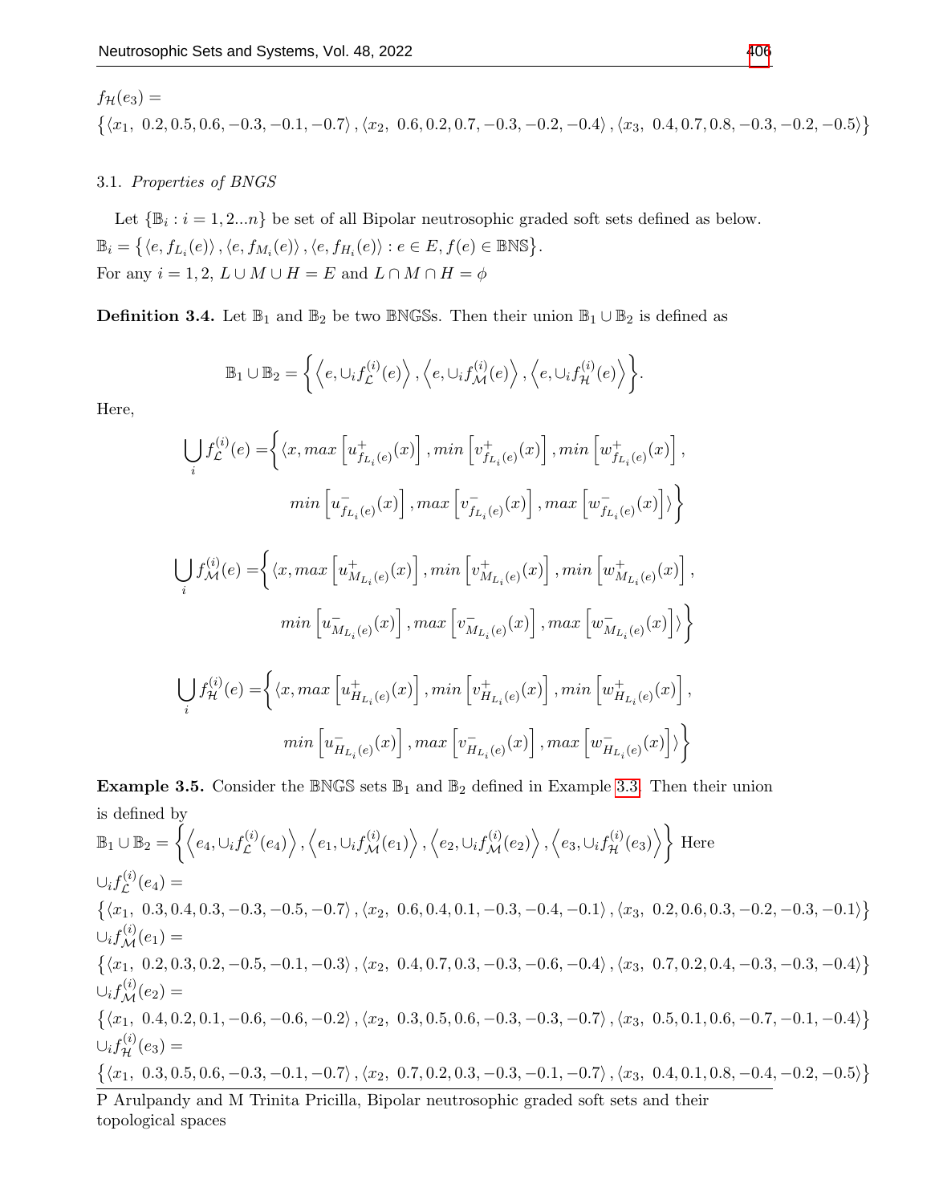$f_{\mathcal{H}}(e_3) =$
$\{\langle x_1,\ 0.2, 0.5, 0.6, -0.3, -0.1, -0.7\rangle, \langle x_2,\ 0.6, 0.2, 0.7, -0.3, -0.2, -0.4\rangle, \langle x_3,\ 0.4, 0.7, 0.8, -0.3, -0.2, -0.5\rangle\}$

### 3.1. *Properties of BNGS*

Let $\{\mathbb{B}_i : i = 1, 2...n\}$ be set of all Bipolar neutrosophic graded soft sets defined as below. $\mathbb{B}_i = \{\langle e, f_{L_i}(e)\rangle, \langle e, f_{M_i}(e)\rangle, \langle e, f_{H_i}(e)\rangle : e \in E, f(e) \in \mathbb{BNS}\}$.
For any $i = 1, 2,$ $L \cup M \cup H = E$ and $L \cap M \cap H = \phi$

**Definition 3.4.** Let $\mathbb{B}_1$ and $\mathbb{B}_2$ be two $\mathbb{BNGS}$s. Then their union $\mathbb{B}_1 \cup \mathbb{B}_2$ is defined as

$$\mathbb{B}_1 \cup \mathbb{B}_2 = \left\{\left\langle e, \cup_i f_{\mathcal{L}}^{(i)}(e)\right\rangle, \left\langle e, \cup_i f_{\mathcal{M}}^{(i)}(e)\right\rangle, \left\langle e, \cup_i f_{\mathcal{H}}^{(i)}(e)\right\rangle\right\}.$$

Here,

$$\bigcup_i f_{\mathcal{L}}^{(i)}(e) = \Big\{\langle x, max\left[u^+_{f_{L_i}(e)}(x)\right], min\left[v^+_{f_{L_i}(e)}(x)\right], min\left[w^+_{f_{L_i}(e)}(x)\right], min\left[u^-_{f_{L_i}(e)}(x)\right], max\left[v^-_{f_{L_i}(e)}(x)\right], max\left[w^-_{f_{L_i}(e)}(x)\right]\rangle\Big\}$$

$$\bigcup_i f_{\mathcal{M}}^{(i)}(e) = \Big\{\langle x, max\left[u^+_{M_{L_i}(e)}(x)\right], min\left[v^+_{M_{L_i}(e)}(x)\right], min\left[w^+_{M_{L_i}(e)}(x)\right], min\left[u^-_{M_{L_i}(e)}(x)\right], max\left[v^-_{M_{L_i}(e)}(x)\right], max\left[w^-_{M_{L_i}(e)}(x)\right]\rangle\Big\}$$

$$\bigcup_i f_{\mathcal{H}}^{(i)}(e) = \Big\{\langle x, max\left[u^+_{H_{L_i}(e)}(x)\right], min\left[v^+_{H_{L_i}(e)}(x)\right], min\left[w^+_{H_{L_i}(e)}(x)\right], min\left[u^-_{H_{L_i}(e)}(x)\right], max\left[v^-_{H_{L_i}(e)}(x)\right], max\left[w^-_{H_{L_i}(e)}(x)\right]\rangle\Big\}$$

**Example 3.5.** Consider the $\mathbb{BNGS}$ sets $\mathbb{B}_1$ and $\mathbb{B}_2$ defined in Example 3.3. Then their union is defined by
$\mathbb{B}_1 \cup \mathbb{B}_2 = \left\{\left\langle e_4, \cup_i f_{\mathcal{L}}^{(i)}(e_4)\right\rangle, \left\langle e_1, \cup_i f_{\mathcal{M}}^{(i)}(e_1)\right\rangle, \left\langle e_2, \cup_i f_{\mathcal{M}}^{(i)}(e_2)\right\rangle, \left\langle e_3, \cup_i f_{\mathcal{H}}^{(i)}(e_3)\right\rangle\right\}$ Here
$\cup_i f_{\mathcal{L}}^{(i)}(e_4) =$
$\{\langle x_1,\ 0.3, 0.4, 0.3, -0.3, -0.5, -0.7\rangle, \langle x_2,\ 0.6, 0.4, 0.1, -0.3, -0.4, -0.1\rangle, \langle x_3,\ 0.2, 0.6, 0.3, -0.2, -0.3, -0.1\rangle\}$
$\cup_i f_{\mathcal{M}}^{(i)}(e_1) =$
$\{\langle x_1,\ 0.2, 0.3, 0.2, -0.5, -0.1, -0.3\rangle, \langle x_2,\ 0.4, 0.7, 0.3, -0.3, -0.6, -0.4\rangle, \langle x_3,\ 0.7, 0.2, 0.4, -0.3, -0.3, -0.4\rangle\}$
$\cup_i f_{\mathcal{M}}^{(i)}(e_2) =$
$\{\langle x_1,\ 0.4, 0.2, 0.1, -0.6, -0.6, -0.2\rangle, \langle x_2,\ 0.3, 0.5, 0.6, -0.3, -0.3, -0.7\rangle, \langle x_3,\ 0.5, 0.1, 0.6, -0.7, -0.1, -0.4\rangle\}$
$\cup_i f_{\mathcal{H}}^{(i)}(e_3) =$
$\{\langle x_1,\ 0.3, 0.5, 0.6, -0.3, -0.1, -0.7\rangle, \langle x_2,\ 0.7, 0.2, 0.3, -0.3, -0.1, -0.7\rangle, \langle x_3,\ 0.4, 0.1, 0.8, -0.4, -0.2, -0.5\rangle\}$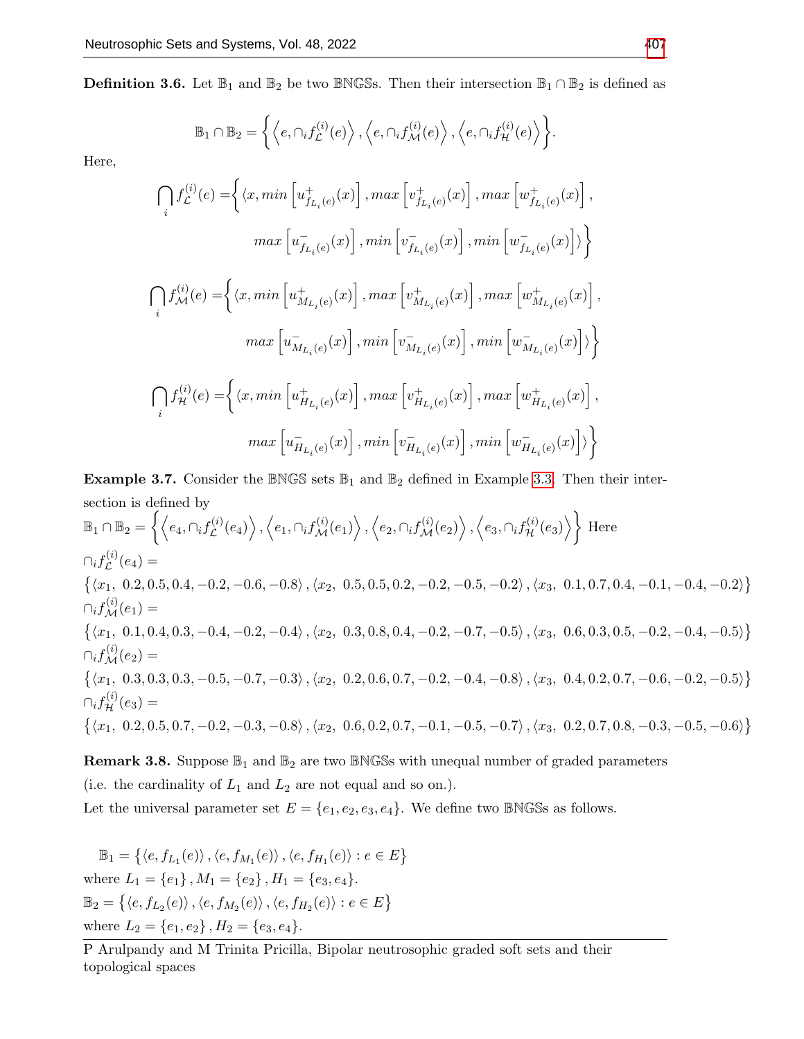**Definition 3.6.** Let $\mathbb{B}_1$ and $\mathbb{B}_2$ be two $\mathbb{BNGS}$s. Then their intersection $\mathbb{B}_1 \cap \mathbb{B}_2$ is defined as

$$\mathbb{B}_1 \cap \mathbb{B}_2 = \left\{ \left\langle e, \cap_i f_{\mathcal{L}}^{(i)}(e) \right\rangle, \left\langle e, \cap_i f_{\mathcal{M}}^{(i)}(e) \right\rangle, \left\langle e, \cap_i f_{\mathcal{H}}^{(i)}(e) \right\rangle \right\}.$$

Here,

$$\bigcap_i f_{\mathcal{L}}^{(i)}(e) = \Big\{ \langle x, min\left[u^+_{f_{L_i}(e)}(x)\right], max\left[v^+_{f_{L_i}(e)}(x)\right], max\left[w^+_{f_{L_i}(e)}(x)\right],$$
$$max\left[u^-_{f_{L_i}(e)}(x)\right], min\left[v^-_{f_{L_i}(e)}(x)\right], min\left[w^-_{f_{L_i}(e)}(x)\right] \rangle \Big\}$$

$$\bigcap_i f_{\mathcal{M}}^{(i)}(e) = \Big\{ \langle x, min\left[u^+_{M_{L_i}(e)}(x)\right], max\left[v^+_{M_{L_i}(e)}(x)\right], max\left[w^+_{M_{L_i}(e)}(x)\right],$$
$$max\left[u^-_{M_{L_i}(e)}(x)\right], min\left[v^-_{M_{L_i}(e)}(x)\right], min\left[w^-_{M_{L_i}(e)}(x)\right] \rangle \Big\}$$

$$\bigcap_i f_{\mathcal{H}}^{(i)}(e) = \Big\{ \langle x, min\left[u^+_{H_{L_i}(e)}(x)\right], max\left[v^+_{H_{L_i}(e)}(x)\right], max\left[w^+_{H_{L_i}(e)}(x)\right],$$
$$max\left[u^-_{H_{L_i}(e)}(x)\right], min\left[v^-_{H_{L_i}(e)}(x)\right], min\left[w^-_{H_{L_i}(e)}(x)\right] \rangle \Big\}$$

**Example 3.7.** Consider the $\mathbb{BNGS}$ sets $\mathbb{B}_1$ and $\mathbb{B}_2$ defined in Example 3.3. Then their intersection is defined by
$\mathbb{B}_1 \cap \mathbb{B}_2 = \left\{ \left\langle e_4, \cap_i f_{\mathcal{L}}^{(i)}(e_4) \right\rangle, \left\langle e_1, \cap_i f_{\mathcal{M}}^{(i)}(e_1) \right\rangle, \left\langle e_2, \cap_i f_{\mathcal{M}}^{(i)}(e_2) \right\rangle, \left\langle e_3, \cap_i f_{\mathcal{H}}^{(i)}(e_3) \right\rangle \right\}$ Here
$\cap_i f_{\mathcal{L}}^{(i)}(e_4) =$
$\{ \langle x_1,\ 0.2, 0.5, 0.4, -0.2, -0.6, -0.8 \rangle, \langle x_2,\ 0.5, 0.5, 0.2, -0.2, -0.5, -0.2 \rangle, \langle x_3,\ 0.1, 0.7, 0.4, -0.1, -0.4, -0.2 \rangle \}$
$\cap_i f_{\mathcal{M}}^{(i)}(e_1) =$
$\{ \langle x_1,\ 0.1, 0.4, 0.3, -0.4, -0.2, -0.4 \rangle, \langle x_2,\ 0.3, 0.8, 0.4, -0.2, -0.7, -0.5 \rangle, \langle x_3,\ 0.6, 0.3, 0.5, -0.2, -0.4, -0.5 \rangle \}$
$\cap_i f_{\mathcal{M}}^{(i)}(e_2) =$
$\{ \langle x_1,\ 0.3, 0.3, 0.3, -0.5, -0.7, -0.3 \rangle, \langle x_2,\ 0.2, 0.6, 0.7, -0.2, -0.4, -0.8 \rangle, \langle x_3,\ 0.4, 0.2, 0.7, -0.6, -0.2, -0.5 \rangle \}$
$\cap_i f_{\mathcal{H}}^{(i)}(e_3) =$
$\{ \langle x_1,\ 0.2, 0.5, 0.7, -0.2, -0.3, -0.8 \rangle, \langle x_2,\ 0.6, 0.2, 0.7, -0.1, -0.5, -0.7 \rangle, \langle x_3,\ 0.2, 0.7, 0.8, -0.3, -0.5, -0.6 \rangle \}$

**Remark 3.8.** Suppose $\mathbb{B}_1$ and $\mathbb{B}_2$ are two $\mathbb{BNGS}$s with unequal number of graded parameters (i.e. the cardinality of $L_1$ and $L_2$ are not equal and so on.).
Let the universal parameter set $E = \{e_1, e_2, e_3, e_4\}$. We define two $\mathbb{BNGS}$s as follows.

$\mathbb{B}_1 = \{ \langle e, f_{L_1}(e) \rangle, \langle e, f_{M_1}(e) \rangle, \langle e, f_{H_1}(e) \rangle : e \in E \}$
where $L_1 = \{e_1\}, M_1 = \{e_2\}, H_1 = \{e_3, e_4\}$.
$\mathbb{B}_2 = \{ \langle e, f_{L_2}(e) \rangle, \langle e, f_{M_2}(e) \rangle, \langle e, f_{H_2}(e) \rangle : e \in E \}$
where $L_2 = \{e_1, e_2\}, H_2 = \{e_3, e_4\}$.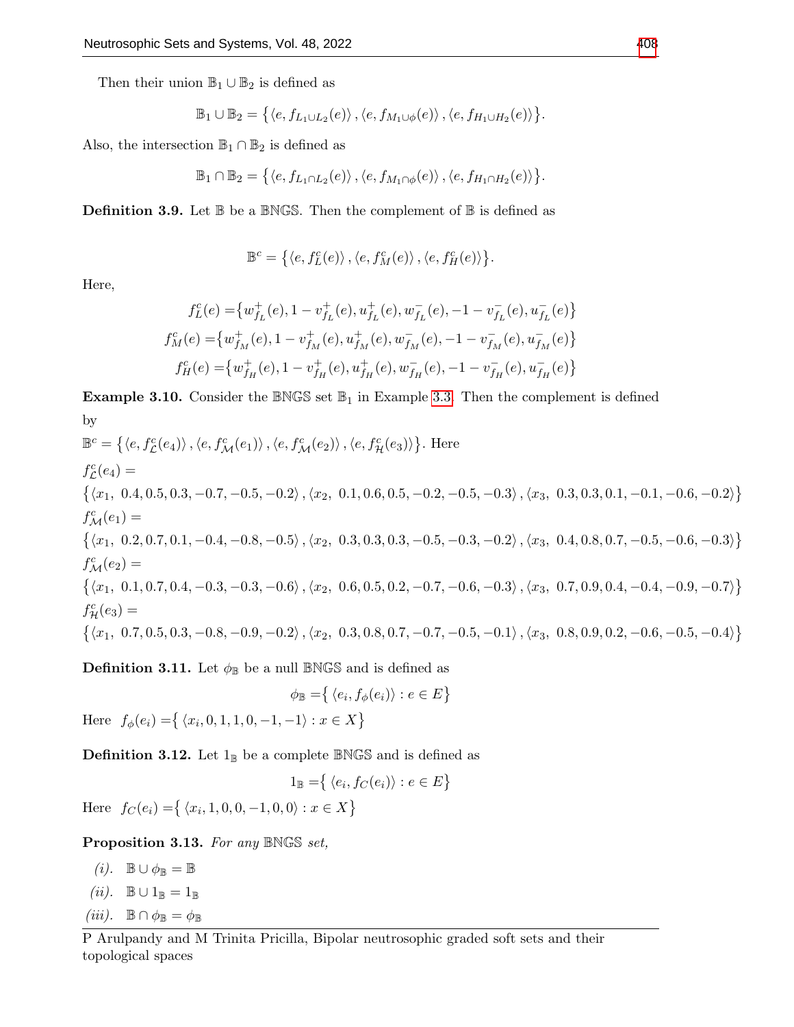Then their union $\mathbb{B}_1 \cup \mathbb{B}_2$ is defined as

$$\mathbb{B}_1 \cup \mathbb{B}_2 = \left\{ \langle e, f_{L_1 \cup L_2}(e) \rangle, \langle e, f_{M_1 \cup \phi}(e) \rangle, \langle e, f_{H_1 \cup H_2}(e) \rangle \right\}.$$

Also, the intersection $\mathbb{B}_1 \cap \mathbb{B}_2$ is defined as

$$\mathbb{B}_1 \cap \mathbb{B}_2 = \left\{ \langle e, f_{L_1 \cap L_2}(e) \rangle, \langle e, f_{M_1 \cap \phi}(e) \rangle, \langle e, f_{H_1 \cap H_2}(e) \rangle \right\}.$$

**Definition 3.9.** Let $\mathbb{B}$ be a $\mathbb{BNGS}$. Then the complement of $\mathbb{B}$ is defined as

$$\mathbb{B}^c = \left\{ \langle e, f_L^c(e) \rangle, \langle e, f_M^c(e) \rangle, \langle e, f_H^c(e) \rangle \right\}.$$

Here,

$$f_L^c(e) = \left\{ w_{f_L}^+(e), 1 - v_{f_L}^+(e), u_{f_L}^+(e), w_{f_L}^-(e), -1 - v_{f_L}^-(e), u_{f_L}^-(e) \right\}$$

$$f_M^c(e) = \left\{ w_{f_M}^+(e), 1 - v_{f_M}^+(e), u_{f_M}^+(e), w_{f_M}^-(e), -1 - v_{f_M}^-(e), u_{f_M}^-(e) \right\}$$

$$f_H^c(e) = \left\{ w_{f_H}^+(e), 1 - v_{f_H}^+(e), u_{f_H}^+(e), w_{f_H}^-(e), -1 - v_{f_H}^-(e), u_{f_H}^-(e) \right\}$$

**Example 3.10.** Consider the $\mathbb{BNGS}$ set $\mathbb{B}_1$ in Example 3.3. Then the complement is defined by

$\mathbb{B}^c = \left\{ \langle e, f_{\mathcal{L}}^c(e_4) \rangle, \langle e, f_{\mathcal{M}}^c(e_1) \rangle, \langle e, f_{\mathcal{M}}^c(e_2) \rangle, \langle e, f_{\mathcal{H}}^c(e_3) \rangle \right\}$. Here

$f_{\mathcal{L}}^c(e_4) =$

$\left\{ \langle x_1,\ 0.4, 0.5, 0.3, -0.7, -0.5, -0.2 \rangle, \langle x_2,\ 0.1, 0.6, 0.5, -0.2, -0.5, -0.3 \rangle, \langle x_3,\ 0.3, 0.3, 0.1, -0.1, -0.6, -0.2 \rangle \right\}$

$f_{\mathcal{M}}^c(e_1) =$

$\left\{ \langle x_1,\ 0.2, 0.7, 0.1, -0.4, -0.8, -0.5 \rangle, \langle x_2,\ 0.3, 0.3, 0.3, -0.5, -0.3, -0.2 \rangle, \langle x_3,\ 0.4, 0.8, 0.7, -0.5, -0.6, -0.3 \rangle \right\}$

$f_{\mathcal{M}}^c(e_2) =$

$\left\{ \langle x_1,\ 0.1, 0.7, 0.4, -0.3, -0.3, -0.6 \rangle, \langle x_2,\ 0.6, 0.5, 0.2, -0.7, -0.6, -0.3 \rangle, \langle x_3,\ 0.7, 0.9, 0.4, -0.4, -0.9, -0.7 \rangle \right\}$

$f_{\mathcal{H}}^c(e_3) =$

$\left\{ \langle x_1,\ 0.7, 0.5, 0.3, -0.8, -0.9, -0.2 \rangle, \langle x_2,\ 0.3, 0.8, 0.7, -0.7, -0.5, -0.1 \rangle, \langle x_3,\ 0.8, 0.9, 0.2, -0.6, -0.5, -0.4 \rangle \right\}$

**Definition 3.11.** Let $\phi_{\mathbb{B}}$ be a null $\mathbb{BNGS}$ and is defined as

$$\phi_{\mathbb{B}} = \left\{ \langle e_i, f_\phi(e_i) \rangle : e \in E \right\}$$

Here $f_\phi(e_i) = \left\{ \langle x_i, 0, 1, 1, 0, -1, -1 \rangle : x \in X \right\}$

**Definition 3.12.** Let $1_{\mathbb{B}}$ be a complete $\mathbb{BNGS}$ and is defined as

$$1_{\mathbb{B}} = \left\{ \langle e_i, f_C(e_i) \rangle : e \in E \right\}$$

Here $f_C(e_i) = \left\{ \langle x_i, 1, 0, 0, -1, 0, 0 \rangle : x \in X \right\}$

**Proposition 3.13.** *For any $\mathbb{BNGS}$ set,*

*(i).* $\mathbb{B} \cup \phi_{\mathbb{B}} = \mathbb{B}$

*(ii).* $\mathbb{B} \cup 1_{\mathbb{B}} = 1_{\mathbb{B}}$

*(iii).* $\mathbb{B} \cap \phi_{\mathbb{B}} = \phi_{\mathbb{B}}$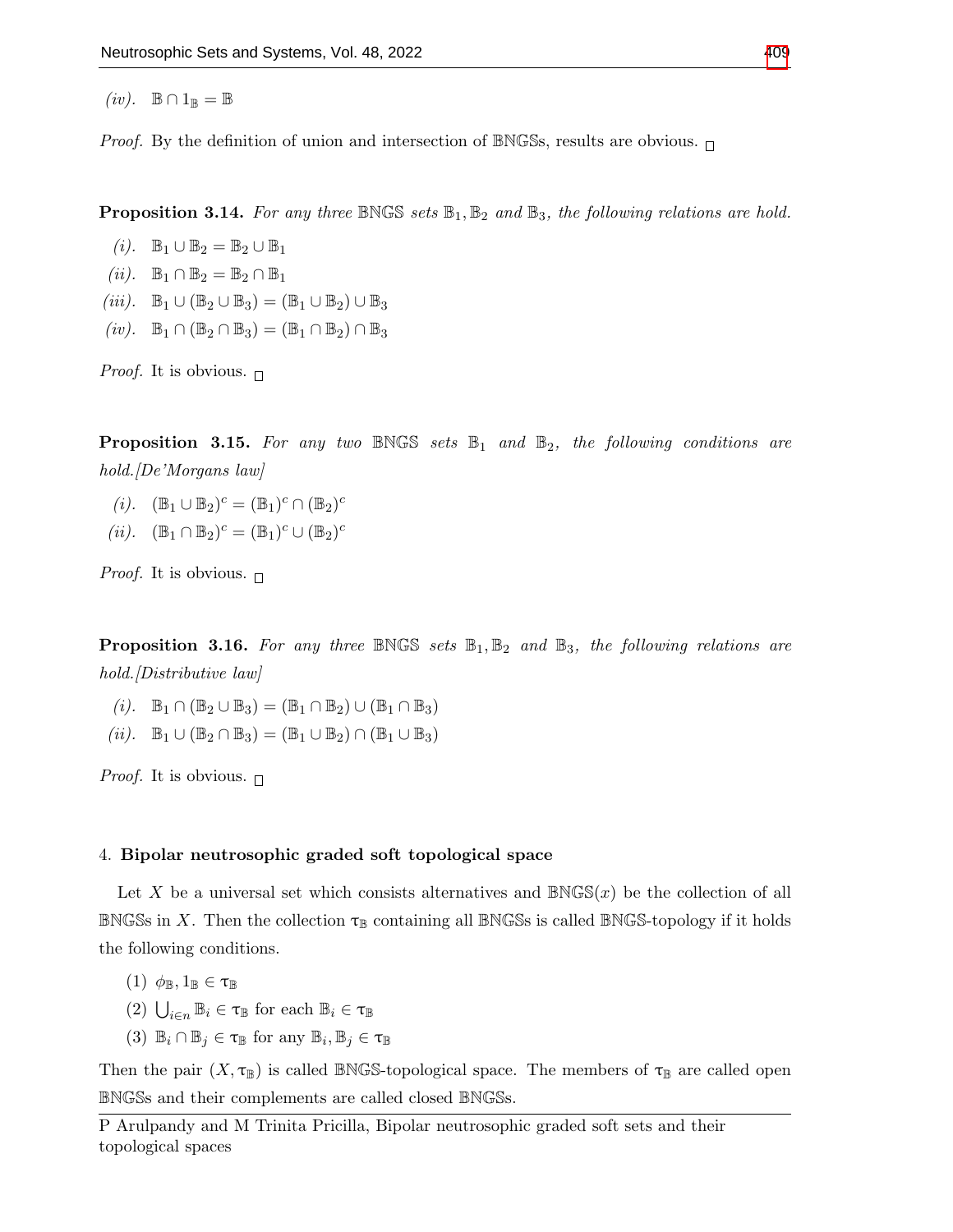(iv). $\mathbb{B} \cap 1_{\mathbb{B}} = \mathbb{B}$

*Proof.* By the definition of union and intersection of $\mathbb{BNGS}$s, results are obvious. □

**Proposition 3.14.** *For any three $\mathbb{BNGS}$ sets $\mathbb{B}_1, \mathbb{B}_2$ and $\mathbb{B}_3$, the following relations are hold.*

(i). $\mathbb{B}_1 \cup \mathbb{B}_2 = \mathbb{B}_2 \cup \mathbb{B}_1$

(ii). $\mathbb{B}_1 \cap \mathbb{B}_2 = \mathbb{B}_2 \cap \mathbb{B}_1$

(iii). $\mathbb{B}_1 \cup (\mathbb{B}_2 \cup \mathbb{B}_3) = (\mathbb{B}_1 \cup \mathbb{B}_2) \cup \mathbb{B}_3$

(iv). $\mathbb{B}_1 \cap (\mathbb{B}_2 \cap \mathbb{B}_3) = (\mathbb{B}_1 \cap \mathbb{B}_2) \cap \mathbb{B}_3$

*Proof.* It is obvious. □

**Proposition 3.15.** *For any two $\mathbb{BNGS}$ sets $\mathbb{B}_1$ and $\mathbb{B}_2$, the following conditions are hold.[De'Morgans law]*

(i). $(\mathbb{B}_1 \cup \mathbb{B}_2)^c = (\mathbb{B}_1)^c \cap (\mathbb{B}_2)^c$

(ii). $(\mathbb{B}_1 \cap \mathbb{B}_2)^c = (\mathbb{B}_1)^c \cup (\mathbb{B}_2)^c$

*Proof.* It is obvious. □

**Proposition 3.16.** *For any three $\mathbb{BNGS}$ sets $\mathbb{B}_1, \mathbb{B}_2$ and $\mathbb{B}_3$, the following relations are hold.[Distributive law]*

(i). $\mathbb{B}_1 \cap (\mathbb{B}_2 \cup \mathbb{B}_3) = (\mathbb{B}_1 \cap \mathbb{B}_2) \cup (\mathbb{B}_1 \cap \mathbb{B}_3)$

(ii). $\mathbb{B}_1 \cup (\mathbb{B}_2 \cap \mathbb{B}_3) = (\mathbb{B}_1 \cup \mathbb{B}_2) \cap (\mathbb{B}_1 \cup \mathbb{B}_3)$

*Proof.* It is obvious. □

## 4. Bipolar neutrosophic graded soft topological space

Let $X$ be a universal set which consists alternatives and $\mathbb{BNGS}(x)$ be the collection of all $\mathbb{BNGS}$s in $X$. Then the collection $\tau_{\mathbb{B}}$ containing all $\mathbb{BNGS}$s is called $\mathbb{BNGS}$-topology if it holds the following conditions.

(1) $\phi_{\mathbb{B}}, 1_{\mathbb{B}} \in \tau_{\mathbb{B}}$

(2) $\bigcup_{i \in n} \mathbb{B}_i \in \tau_{\mathbb{B}}$ for each $\mathbb{B}_i \in \tau_{\mathbb{B}}$

(3) $\mathbb{B}_i \cap \mathbb{B}_j \in \tau_{\mathbb{B}}$ for any $\mathbb{B}_i, \mathbb{B}_j \in \tau_{\mathbb{B}}$

Then the pair $(X, \tau_{\mathbb{B}})$ is called $\mathbb{BNGS}$-topological space. The members of $\tau_{\mathbb{B}}$ are called open $\mathbb{BNGS}$s and their complements are called closed $\mathbb{BNGS}$s.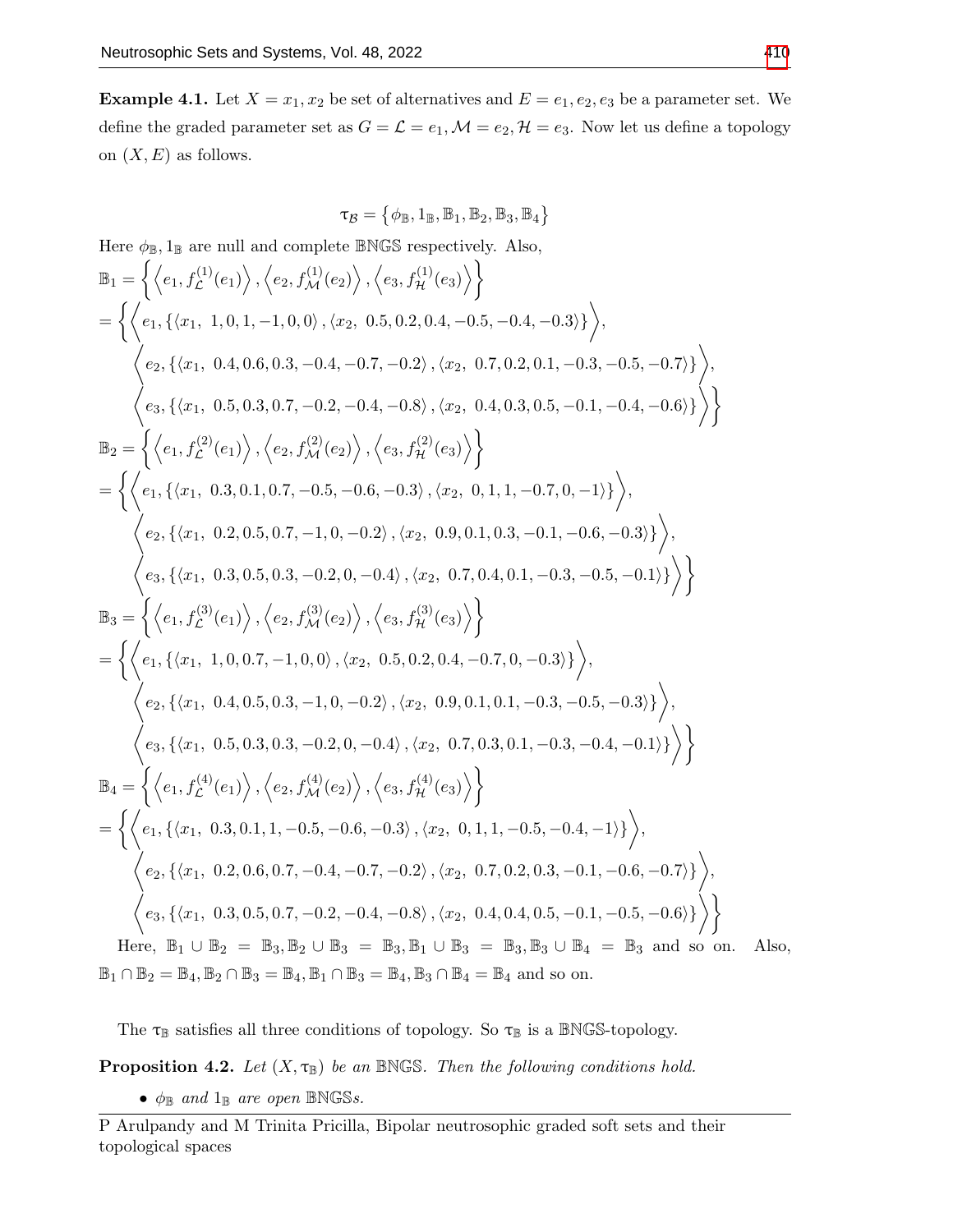**Example 4.1.** Let $X = x_1, x_2$ be set of alternatives and $E = e_1, e_2, e_3$ be a parameter set. We define the graded parameter set as $G = \mathcal{L} = e_1, \mathcal{M} = e_2, \mathcal{H} = e_3$. Now let us define a topology on $(X, E)$ as follows.

$$\tau_{\mathcal{B}} = \{\phi_{\mathbb{B}}, 1_{\mathbb{B}}, \mathbb{B}_1, \mathbb{B}_2, \mathbb{B}_3, \mathbb{B}_4\}$$

Here $\phi_{\mathbb{B}}, 1_{\mathbb{B}}$ are null and complete $\mathbb{BNGS}$ respectively. Also,

$$\mathbb{B}_1 = \left\{ \left\langle e_1, f_{\mathcal{L}}^{(1)}(e_1) \right\rangle, \left\langle e_2, f_{\mathcal{M}}^{(1)}(e_2) \right\rangle, \left\langle e_3, f_{\mathcal{H}}^{(1)}(e_3) \right\rangle \right\}$$
$$= \left\{ \left\langle e_1, \{\langle x_1,\ 1, 0, 1, -1, 0, 0\rangle, \langle x_2,\ 0.5, 0.2, 0.4, -0.5, -0.4, -0.3\rangle\} \right\rangle, \right.$$
$$\left\langle e_2, \{\langle x_1,\ 0.4, 0.6, 0.3, -0.4, -0.7, -0.2\rangle, \langle x_2,\ 0.7, 0.2, 0.1, -0.3, -0.5, -0.7\rangle\} \right\rangle,$$
$$\left. \left\langle e_3, \{\langle x_1,\ 0.5, 0.3, 0.7, -0.2, -0.4, -0.8\rangle, \langle x_2,\ 0.4, 0.3, 0.5, -0.1, -0.4, -0.6\rangle\} \right\rangle \right\}$$

$$\mathbb{B}_2 = \left\{ \left\langle e_1, f_{\mathcal{L}}^{(2)}(e_1) \right\rangle, \left\langle e_2, f_{\mathcal{M}}^{(2)}(e_2) \right\rangle, \left\langle e_3, f_{\mathcal{H}}^{(2)}(e_3) \right\rangle \right\}$$
$$= \left\{ \left\langle e_1, \{\langle x_1,\ 0.3, 0.1, 0.7, -0.5, -0.6, -0.3\rangle, \langle x_2,\ 0, 1, 1, -0.7, 0, -1\rangle\} \right\rangle, \right.$$
$$\left\langle e_2, \{\langle x_1,\ 0.2, 0.5, 0.7, -1, 0, -0.2\rangle, \langle x_2,\ 0.9, 0.1, 0.3, -0.1, -0.6, -0.3\rangle\} \right\rangle,$$
$$\left. \left\langle e_3, \{\langle x_1,\ 0.3, 0.5, 0.3, -0.2, 0, -0.4\rangle, \langle x_2,\ 0.7, 0.4, 0.1, -0.3, -0.5, -0.1\rangle\} \right\rangle \right\}$$

$$\mathbb{B}_3 = \left\{ \left\langle e_1, f_{\mathcal{L}}^{(3)}(e_1) \right\rangle, \left\langle e_2, f_{\mathcal{M}}^{(3)}(e_2) \right\rangle, \left\langle e_3, f_{\mathcal{H}}^{(3)}(e_3) \right\rangle \right\}$$
$$= \left\{ \left\langle e_1, \{\langle x_1,\ 1, 0, 0.7, -1, 0, 0\rangle, \langle x_2,\ 0.5, 0.2, 0.4, -0.7, 0, -0.3\rangle\} \right\rangle, \right.$$
$$\left\langle e_2, \{\langle x_1,\ 0.4, 0.5, 0.3, -1, 0, -0.2\rangle, \langle x_2,\ 0.9, 0.1, 0.1, -0.3, -0.5, -0.3\rangle\} \right\rangle,$$
$$\left. \left\langle e_3, \{\langle x_1,\ 0.5, 0.3, 0.3, -0.2, 0, -0.4\rangle, \langle x_2,\ 0.7, 0.3, 0.1, -0.3, -0.4, -0.1\rangle\} \right\rangle \right\}$$

$$\mathbb{B}_4 = \left\{ \left\langle e_1, f_{\mathcal{L}}^{(4)}(e_1) \right\rangle, \left\langle e_2, f_{\mathcal{M}}^{(4)}(e_2) \right\rangle, \left\langle e_3, f_{\mathcal{H}}^{(4)}(e_3) \right\rangle \right\}$$
$$= \left\{ \left\langle e_1, \{\langle x_1,\ 0.3, 0.1, 1, -0.5, -0.6, -0.3\rangle, \langle x_2,\ 0, 1, 1, -0.5, -0.4, -1\rangle\} \right\rangle, \right.$$
$$\left\langle e_2, \{\langle x_1,\ 0.2, 0.6, 0.7, -0.4, -0.7, -0.2\rangle, \langle x_2,\ 0.7, 0.2, 0.3, -0.1, -0.6, -0.7\rangle\} \right\rangle,$$
$$\left. \left\langle e_3, \{\langle x_1,\ 0.3, 0.5, 0.7, -0.2, -0.4, -0.8\rangle, \langle x_2,\ 0.4, 0.4, 0.5, -0.1, -0.5, -0.6\rangle\} \right\rangle \right\}$$

Here, $\mathbb{B}_1 \cup \mathbb{B}_2 = \mathbb{B}_3, \mathbb{B}_2 \cup \mathbb{B}_3 = \mathbb{B}_3, \mathbb{B}_1 \cup \mathbb{B}_3 = \mathbb{B}_3, \mathbb{B}_3 \cup \mathbb{B}_4 = \mathbb{B}_3$ and so on. Also, $\mathbb{B}_1 \cap \mathbb{B}_2 = \mathbb{B}_4, \mathbb{B}_2 \cap \mathbb{B}_3 = \mathbb{B}_4, \mathbb{B}_1 \cap \mathbb{B}_3 = \mathbb{B}_4, \mathbb{B}_3 \cap \mathbb{B}_4 = \mathbb{B}_4$ and so on.

The $\tau_{\mathbb{B}}$ satisfies all three conditions of topology. So $\tau_{\mathbb{B}}$ is a $\mathbb{BNGS}$-topology.

**Proposition 4.2.** *Let $(X, \tau_{\mathbb{B}})$ be an $\mathbb{BNGS}$. Then the following conditions hold.*

- *$\phi_{\mathbb{B}}$ and $1_{\mathbb{B}}$ are open $\mathbb{BNGS}$s.*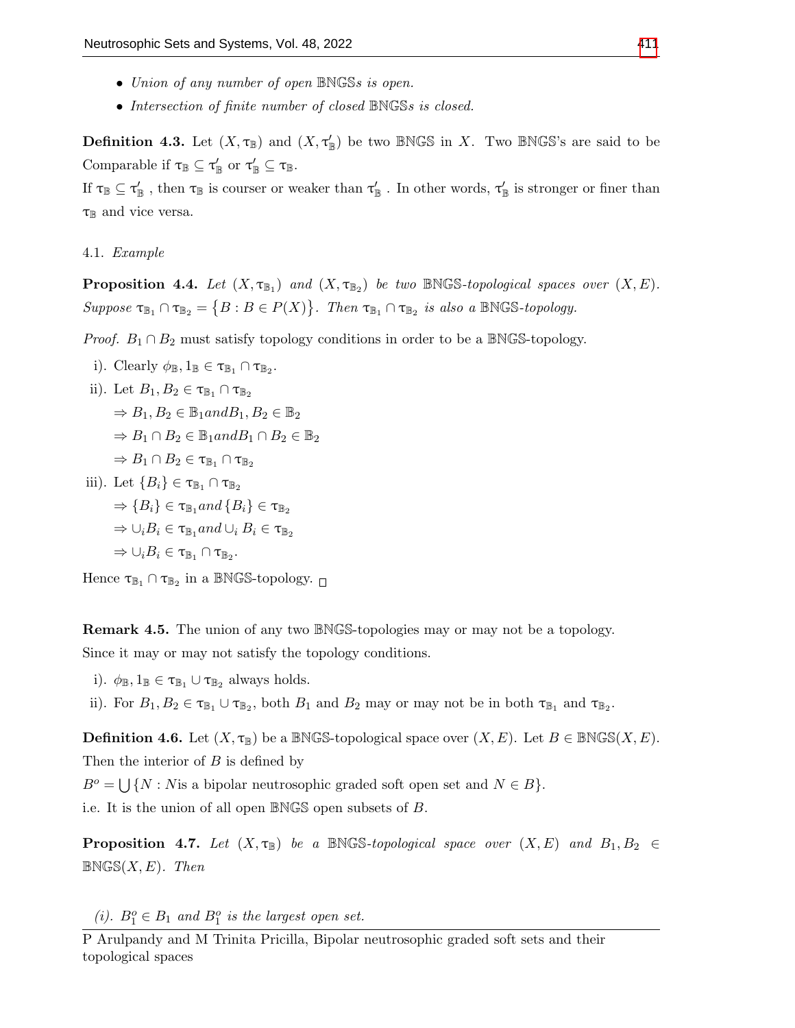- *Union of any number of open $\mathbb{BNGS}$s is open.*
- *Intersection of finite number of closed $\mathbb{BNGS}$s is closed.*

**Definition 4.3.** Let $(X, \tau_{\mathbb{B}})$ and $(X, \tau'_{\mathbb{B}})$ be two $\mathbb{BNGS}$ in $X$. Two $\mathbb{BNGS}$'s are said to be Comparable if $\tau_{\mathbb{B}} \subseteq \tau'_{\mathbb{B}}$ or $\tau'_{\mathbb{B}} \subseteq \tau_{\mathbb{B}}$.

If $\tau_{\mathbb{B}} \subseteq \tau'_{\mathbb{B}}$ , then $\tau_{\mathbb{B}}$ is courser or weaker than $\tau'_{\mathbb{B}}$ . In other words, $\tau'_{\mathbb{B}}$ is stronger or finer than $\tau_{\mathbb{B}}$ and vice versa.

4.1. *Example*

**Proposition 4.4.** *Let $(X, \tau_{\mathbb{B}_1})$ and $(X, \tau_{\mathbb{B}_2})$ be two $\mathbb{BNGS}$-topological spaces over $(X, E)$. Suppose $\tau_{\mathbb{B}_1} \cap \tau_{\mathbb{B}_2} = \{B : B \in P(X)\}$. Then $\tau_{\mathbb{B}_1} \cap \tau_{\mathbb{B}_2}$ is also a $\mathbb{BNGS}$-topology.*

*Proof.* $B_1 \cap B_2$ must satisfy topology conditions in order to be a $\mathbb{BNGS}$-topology.

i). Clearly $\phi_{\mathbb{B}}, 1_{\mathbb{B}} \in \tau_{\mathbb{B}_1} \cap \tau_{\mathbb{B}_2}$.

ii). Let $B_1, B_2 \in \tau_{\mathbb{B}_1} \cap \tau_{\mathbb{B}_2}$

$\Rightarrow B_1, B_2 \in \mathbb{B}_1 and B_1, B_2 \in \mathbb{B}_2$

$\Rightarrow B_1 \cap B_2 \in \mathbb{B}_1 and B_1 \cap B_2 \in \mathbb{B}_2$

$\Rightarrow B_1 \cap B_2 \in \tau_{\mathbb{B}_1} \cap \tau_{\mathbb{B}_2}$

iii). Let $\{B_i\} \in \tau_{\mathbb{B}_1} \cap \tau_{\mathbb{B}_2}$

$\Rightarrow \{B_i\} \in \tau_{\mathbb{B}_1} and \{B_i\} \in \tau_{\mathbb{B}_2}$

$\Rightarrow \cup_i B_i \in \tau_{\mathbb{B}_1} and \cup_i B_i \in \tau_{\mathbb{B}_2}$

$\Rightarrow \cup_i B_i \in \tau_{\mathbb{B}_1} \cap \tau_{\mathbb{B}_2}$.

Hence $\tau_{\mathbb{B}_1} \cap \tau_{\mathbb{B}_2}$ in a $\mathbb{BNGS}$-topology. □

**Remark 4.5.** The union of any two $\mathbb{BNGS}$-topologies may or may not be a topology. Since it may or may not satisfy the topology conditions.

i). $\phi_{\mathbb{B}}, 1_{\mathbb{B}} \in \tau_{\mathbb{B}_1} \cup \tau_{\mathbb{B}_2}$ always holds.

ii). For $B_1, B_2 \in \tau_{\mathbb{B}_1} \cup \tau_{\mathbb{B}_2}$, both $B_1$ and $B_2$ may or may not be in both $\tau_{\mathbb{B}_1}$ and $\tau_{\mathbb{B}_2}$.

**Definition 4.6.** Let $(X, \tau_{\mathbb{B}})$ be a $\mathbb{BNGS}$-topological space over $(X, E)$. Let $B \in \mathbb{BNGS}(X, E)$. Then the interior of $B$ is defined by

$B^o = \bigcup \{N : N \text{is a bipolar neutrosophic graded soft open set and } N \in B\}$.

i.e. It is the union of all open $\mathbb{BNGS}$ open subsets of $B$.

**Proposition 4.7.** *Let $(X, \tau_{\mathbb{B}})$ be a $\mathbb{BNGS}$-topological space over $(X, E)$ and $B_1, B_2 \in \mathbb{BNGS}(X, E)$. Then*

*(i). $B_1^o \in B_1$ and $B_1^o$ is the largest open set.*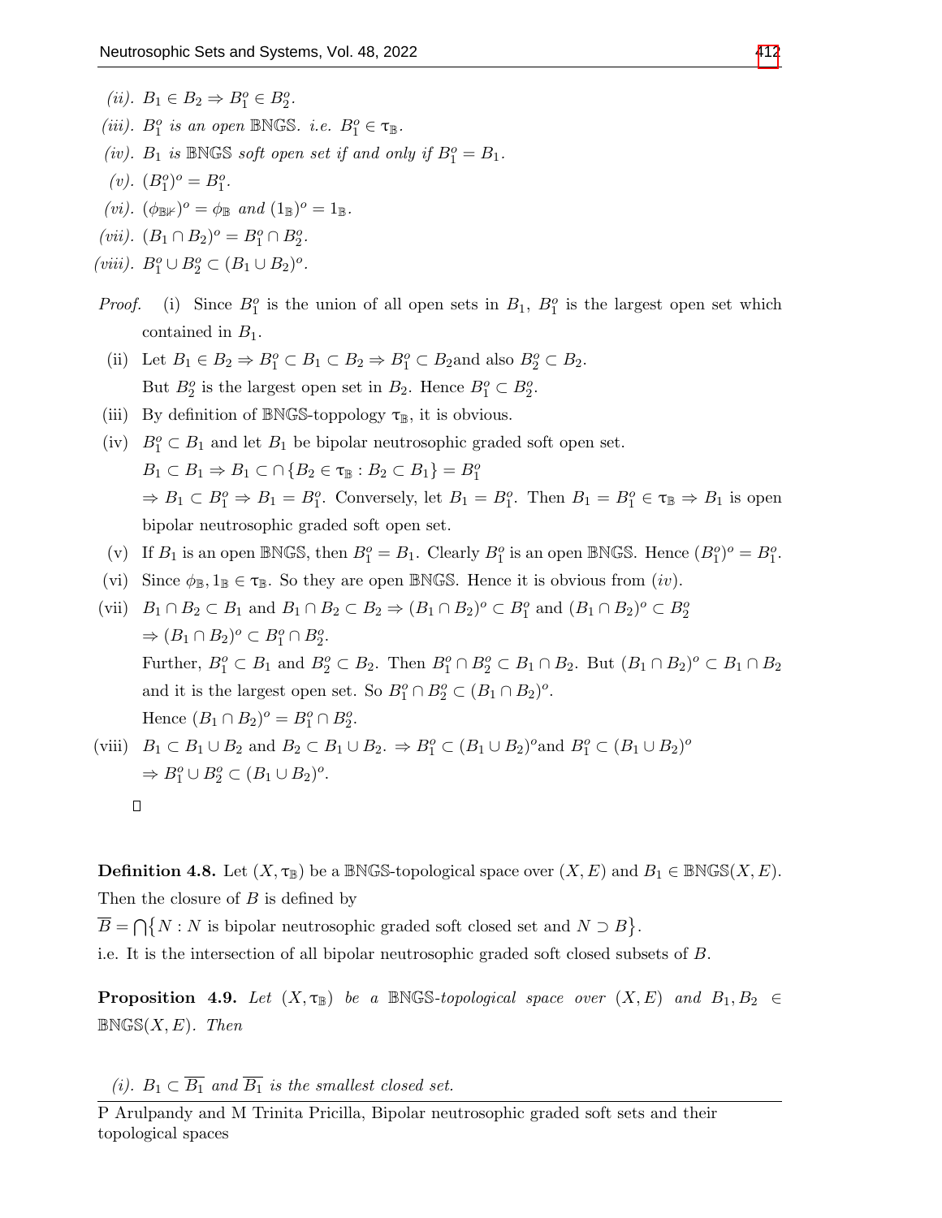*(ii).* $B_1 \in B_2 \Rightarrow B_1^o \in B_2^o$.

*(iii).* $B_1^o$ *is an open* $\mathbb{BNGS}$*. i.e.* $B_1^o \in \tau_{\mathbb{B}}$.

*(iv).* $B_1$ *is* $\mathbb{BNGS}$ *soft open set if and only if* $B_1^o = B_1$.

*(v).* $(B_1^o)^o = B_1^o$.

*(vi).* $(\phi_{\mathbb{B}\not{k}})^o = \phi_{\mathbb{B}}$ *and* $(1_{\mathbb{B}})^o = 1_{\mathbb{B}}$.

*(vii).* $(B_1 \cap B_2)^o = B_1^o \cap B_2^o$.

*(viii).* $B_1^o \cup B_2^o \subset (B_1 \cup B_2)^o$.

*Proof.* (i) Since $B_1^o$ is the union of all open sets in $B_1$, $B_1^o$ is the largest open set which contained in $B_1$.

(ii) Let $B_1 \in B_2 \Rightarrow B_1^o \subset B_1 \subset B_2 \Rightarrow B_1^o \subset B_2$and also $B_2^o \subset B_2$.
But $B_2^o$ is the largest open set in $B_2$. Hence $B_1^o \subset B_2^o$.

(iii) By definition of $\mathbb{BNGS}$-toppology $\tau_{\mathbb{B}}$, it is obvious.

(iv) $B_1^o \subset B_1$ and let $B_1$ be bipolar neutrosophic graded soft open set.
$B_1 \subset B_1 \Rightarrow B_1 \subset \cap\{B_2 \in \tau_{\mathbb{B}} : B_2 \subset B_1\} = B_1^o$
$\Rightarrow B_1 \subset B_1^o \Rightarrow B_1 = B_1^o$. Conversely, let $B_1 = B_1^o$. Then $B_1 = B_1^o \in \tau_{\mathbb{B}} \Rightarrow B_1$ is open bipolar neutrosophic graded soft open set.

(v) If $B_1$ is an open $\mathbb{BNGS}$, then $B_1^o = B_1$. Clearly $B_1^o$ is an open $\mathbb{BNGS}$. Hence $(B_1^o)^o = B_1^o$.

(vi) Since $\phi_{\mathbb{B}}, 1_{\mathbb{B}} \in \tau_{\mathbb{B}}$. So they are open $\mathbb{BNGS}$. Hence it is obvious from $(iv)$.

(vii) $B_1 \cap B_2 \subset B_1$ and $B_1 \cap B_2 \subset B_2 \Rightarrow (B_1 \cap B_2)^o \subset B_1^o$ and $(B_1 \cap B_2)^o \subset B_2^o$
$\Rightarrow (B_1 \cap B_2)^o \subset B_1^o \cap B_2^o$.
Further, $B_1^o \subset B_1$ and $B_2^o \subset B_2$. Then $B_1^o \cap B_2^o \subset B_1 \cap B_2$. But $(B_1 \cap B_2)^o \subset B_1 \cap B_2$ and it is the largest open set. So $B_1^o \cap B_2^o \subset (B_1 \cap B_2)^o$.
Hence $(B_1 \cap B_2)^o = B_1^o \cap B_2^o$.

(viii) $B_1 \subset B_1 \cup B_2$ and $B_2 \subset B_1 \cup B_2$. $\Rightarrow B_1^o \subset (B_1 \cup B_2)^o$and $B_1^o \subset (B_1 \cup B_2)^o$
$\Rightarrow B_1^o \cup B_2^o \subset (B_1 \cup B_2)^o$.

□

**Definition 4.8.** Let $(X, \tau_{\mathbb{B}})$ be a $\mathbb{BNGS}$-topological space over $(X, E)$ and $B_1 \in \mathbb{BNGS}(X, E)$. Then the closure of $B$ is defined by
$\overline{B} = \bigcap\{N : N$ is bipolar neutrosophic graded soft closed set and $N \supset B\}$.
i.e. It is the intersection of all bipolar neutrosophic graded soft closed subsets of $B$.

**Proposition 4.9.** *Let* $(X, \tau_{\mathbb{B}})$ *be a* $\mathbb{BNGS}$*-topological space over* $(X, E)$ *and* $B_1, B_2 \in \mathbb{BNGS}(X, E)$*. Then*

*(i).* $B_1 \subset \overline{B_1}$ *and* $\overline{B_1}$ *is the smallest closed set.*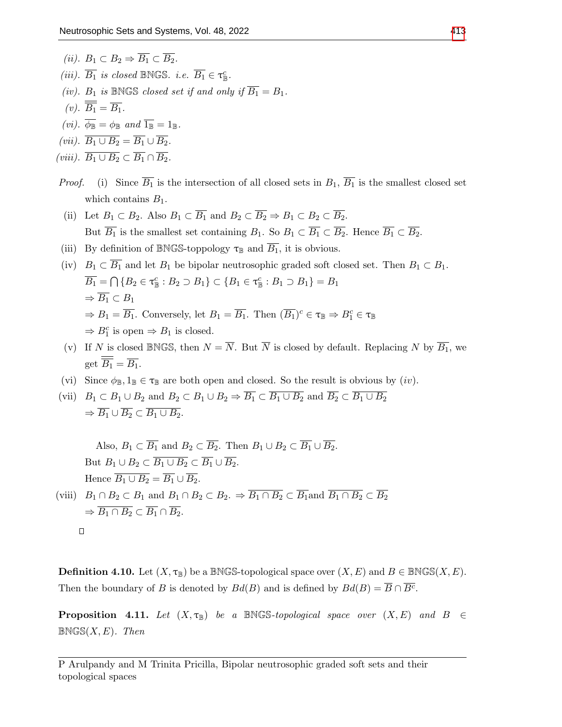*(ii).* $B_1 \subset B_2 \Rightarrow \overline{B_1} \subset \overline{B_2}$.

*(iii).* $\overline{B_1}$ *is closed* $\mathbb{BNGS}$*. i.e.* $\overline{B_1} \in \tau_{\mathbb{B}}^c$.

*(iv).* $B_1$ *is* $\mathbb{BNGS}$ *closed set if and only if* $\overline{B_1} = B_1$.

*(v).* $\overline{\overline{B_1}} = \overline{B_1}$.

*(vi).* $\overline{\phi_{\mathbb{B}}} = \phi_{\mathbb{B}}$ *and* $\overline{1_{\mathbb{B}}} = 1_{\mathbb{B}}$.

*(vii).* $\overline{B_1 \cup B_2} = \overline{B_1} \cup \overline{B_2}$.

*(viii).* $\overline{B_1 \cup B_2} \subset \overline{B_1} \cap \overline{B_2}$.

*Proof.* (i) Since $\overline{B_1}$ is the intersection of all closed sets in $B_1$, $\overline{B_1}$ is the smallest closed set which contains $B_1$.

(ii) Let $B_1 \subset B_2$. Also $B_1 \subset \overline{B_1}$ and $B_2 \subset \overline{B_2} \Rightarrow B_1 \subset B_2 \subset \overline{B_2}$.
But $\overline{B_1}$ is the smallest set containing $B_1$. So $B_1 \subset \overline{B_1} \subset \overline{B_2}$. Hence $\overline{B_1} \subset \overline{B_2}$.

(iii) By definition of $\mathbb{BNGS}$-toppology $\tau_{\mathbb{B}}$ and $\overline{B_1}$, it is obvious.

(iv) $B_1 \subset \overline{B_1}$ and let $B_1$ be bipolar neutrosophic graded soft closed set. Then $B_1 \subset B_1$.
$\overline{B_1} = \bigcap \{B_2 \in \tau_{\mathbb{B}}^c : B_2 \supset B_1\} \subset \{B_1 \in \tau_{\mathbb{B}}^c : B_1 \supset B_1\} = B_1$
$\Rightarrow \overline{B_1} \subset B_1$
$\Rightarrow B_1 = \overline{B_1}$. Conversely, let $B_1 = \overline{B_1}$. Then $(\overline{B_1})^c \in \tau_{\mathbb{B}} \Rightarrow B_1^c \in \tau_{\mathbb{B}}$
$\Rightarrow B_1^c$ is open $\Rightarrow B_1$ is closed.

(v) If $N$ is closed $\mathbb{BNGS}$, then $N = \overline{N}$. But $\overline{N}$ is closed by default. Replacing $N$ by $\overline{B_1}$, we get $\overline{\overline{B_1}} = \overline{B_1}$.

(vi) Since $\phi_{\mathbb{B}}, 1_{\mathbb{B}} \in \tau_{\mathbb{B}}$ are both open and closed. So the result is obvious by $(iv)$.

(vii) $B_1 \subset B_1 \cup B_2$ and $B_2 \subset B_1 \cup B_2 \Rightarrow \overline{B_1} \subset \overline{B_1 \cup B_2}$ and $\overline{B_2} \subset \overline{B_1 \cup B_2}$
$\Rightarrow \overline{B_1} \cup \overline{B_2} \subset \overline{B_1 \cup B_2}$.

Also, $B_1 \subset \overline{B_1}$ and $B_2 \subset \overline{B_2}$. Then $B_1 \cup B_2 \subset \overline{B_1} \cup \overline{B_2}$.
But $B_1 \cup B_2 \subset \overline{B_1 \cup B_2} \subset \overline{B_1} \cup \overline{B_2}$.
Hence $\overline{B_1 \cup B_2} = \overline{B_1} \cup \overline{B_2}$.

(viii) $B_1 \cap B_2 \subset B_1$ and $B_1 \cap B_2 \subset B_2$. $\Rightarrow \overline{B_1 \cap B_2} \subset \overline{B_1}$and $\overline{B_1 \cap B_2} \subset \overline{B_2}$
$\Rightarrow \overline{B_1 \cap B_2} \subset \overline{B_1} \cap \overline{B_2}$.

□

**Definition 4.10.** Let $(X, \tau_{\mathbb{B}})$ be a $\mathbb{BNGS}$-topological space over $(X, E)$ and $B \in \mathbb{BNGS}(X, E)$. Then the boundary of $B$ is denoted by $Bd(B)$ and is defined by $Bd(B) = \overline{B} \cap \overline{B^c}$.

**Proposition 4.11.** *Let* $(X, \tau_{\mathbb{B}})$ *be a* $\mathbb{BNGS}$*-topological space over* $(X, E)$ *and* $B \in \mathbb{BNGS}(X, E)$*. Then*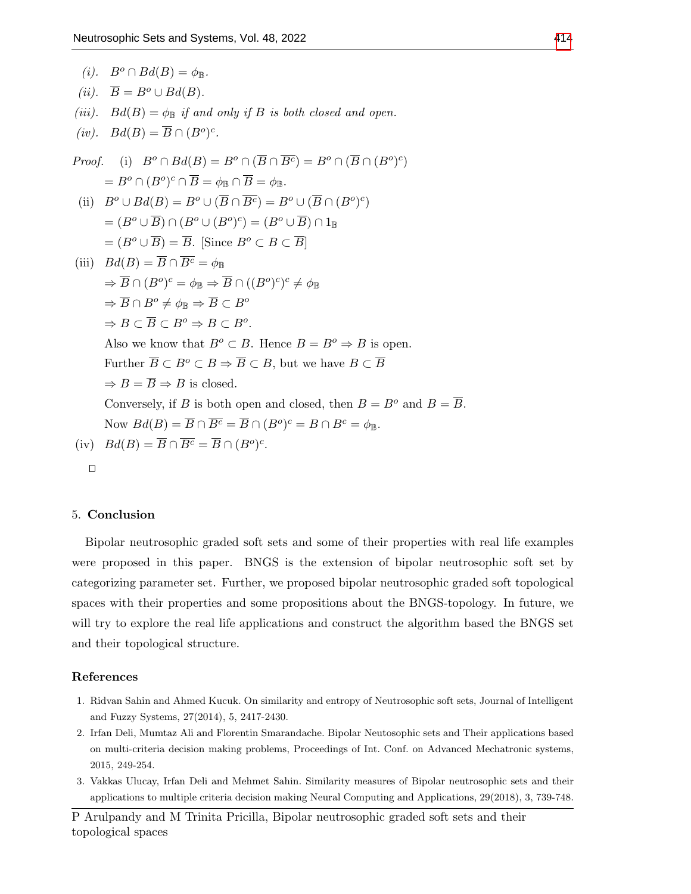*(i).* $B^o \cap Bd(B) = \phi_{\mathbb{B}}$.

*(ii).* $\overline{B} = B^o \cup Bd(B)$.

*(iii).* $Bd(B) = \phi_{\mathbb{B}}$ *if and only if* $B$ *is both closed and open.*

*(iv).* $Bd(B) = \overline{B} \cap (B^o)^c$.

*Proof.* (i) $B^o \cap Bd(B) = B^o \cap (\overline{B} \cap \overline{B^c}) = B^o \cap (\overline{B} \cap (B^o)^c)$

$= B^o \cap (B^o)^c \cap \overline{B} = \phi_{\mathbb{B}} \cap \overline{B} = \phi_{\mathbb{B}}$.

(ii) $B^o \cup Bd(B) = B^o \cup (\overline{B} \cap \overline{B^c}) = B^o \cup (\overline{B} \cap (B^o)^c)$

$= (B^o \cup \overline{B}) \cap (B^o \cup (B^o)^c) = (B^o \cup \overline{B}) \cap 1_{\mathbb{B}}$

$= (B^o \cup \overline{B}) = \overline{B}$. [Since $B^o \subset B \subset \overline{B}$]

(iii) $Bd(B) = \overline{B} \cap \overline{B^c} = \phi_{\mathbb{B}}$

$\Rightarrow \overline{B} \cap (B^o)^c = \phi_{\mathbb{B}} \Rightarrow \overline{B} \cap ((B^o)^c)^c \neq \phi_{\mathbb{B}}$

$\Rightarrow \overline{B} \cap B^o \neq \phi_{\mathbb{B}} \Rightarrow \overline{B} \subset B^o$

$\Rightarrow B \subset \overline{B} \subset B^o \Rightarrow B \subset B^o$.

Also we know that $B^o \subset B$. Hence $B = B^o \Rightarrow B$ is open.

Further $\overline{B} \subset B^o \subset B \Rightarrow \overline{B} \subset B$, but we have $B \subset \overline{B}$

$\Rightarrow B = \overline{B} \Rightarrow B$ is closed.

Conversely, if $B$ is both open and closed, then $B = B^o$ and $B = \overline{B}$.

Now $Bd(B) = \overline{B} \cap \overline{B^c} = \overline{B} \cap (B^o)^c = B \cap B^c = \phi_{\mathbb{B}}$.

(iv) $Bd(B) = \overline{B} \cap \overline{B^c} = \overline{B} \cap (B^o)^c$.

□

## 5. Conclusion

Bipolar neutrosophic graded soft sets and some of their properties with real life examples were proposed in this paper. BNGS is the extension of bipolar neutrosophic soft set by categorizing parameter set. Further, we proposed bipolar neutrosophic graded soft topological spaces with their properties and some propositions about the BNGS-topology. In future, we will try to explore the real life applications and construct the algorithm based the BNGS set and their topological structure.

## References

1. Ridvan Sahin and Ahmed Kucuk. On similarity and entropy of Neutrosophic soft sets, Journal of Intelligent and Fuzzy Systems, 27(2014), 5, 2417-2430.
2. Irfan Deli, Mumtaz Ali and Florentin Smarandache. Bipolar Neutosophic sets and Their applications based on multi-criteria decision making problems, Proceedings of Int. Conf. on Advanced Mechatronic systems, 2015, 249-254.
3. Vakkas Ulucay, Irfan Deli and Mehmet Sahin. Similarity measures of Bipolar neutrosophic sets and their applications to multiple criteria decision making Neural Computing and Applications, 29(2018), 3, 739-748.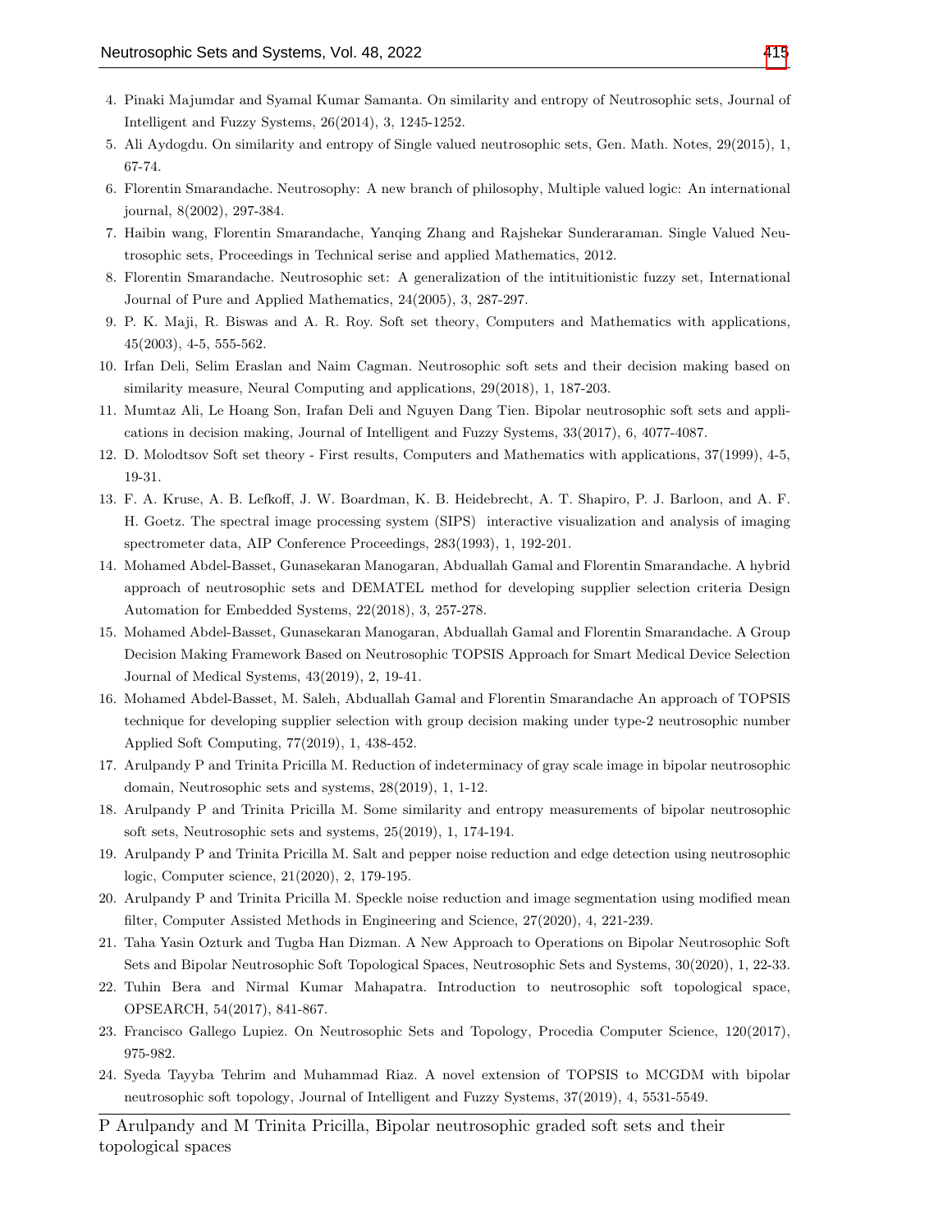4. Pinaki Majumdar and Syamal Kumar Samanta. On similarity and entropy of Neutrosophic sets, Journal of Intelligent and Fuzzy Systems, 26(2014), 3, 1245-1252.
5. Ali Aydogdu. On similarity and entropy of Single valued neutrosophic sets, Gen. Math. Notes, 29(2015), 1, 67-74.
6. Florentin Smarandache. Neutrosophy: A new branch of philosophy, Multiple valued logic: An international journal, 8(2002), 297-384.
7. Haibin wang, Florentin Smarandache, Yanqing Zhang and Rajshekar Sunderaraman. Single Valued Neutrosophic sets, Proceedings in Technical serise and applied Mathematics, 2012.
8. Florentin Smarandache. Neutrosophic set: A generalization of the intituitionistic fuzzy set, International Journal of Pure and Applied Mathematics, 24(2005), 3, 287-297.
9. P. K. Maji, R. Biswas and A. R. Roy. Soft set theory, Computers and Mathematics with applications, 45(2003), 4-5, 555-562.
10. Irfan Deli, Selim Eraslan and Naim Cagman. Neutrosophic soft sets and their decision making based on similarity measure, Neural Computing and applications, 29(2018), 1, 187-203.
11. Mumtaz Ali, Le Hoang Son, Irafan Deli and Nguyen Dang Tien. Bipolar neutrosophic soft sets and applications in decision making, Journal of Intelligent and Fuzzy Systems, 33(2017), 6, 4077-4087.
12. D. Molodtsov Soft set theory - First results, Computers and Mathematics with applications, 37(1999), 4-5, 19-31.
13. F. A. Kruse, A. B. Lefkoff, J. W. Boardman, K. B. Heidebrecht, A. T. Shapiro, P. J. Barloon, and A. F. H. Goetz. The spectral image processing system (SIPS) interactive visualization and analysis of imaging spectrometer data, AIP Conference Proceedings, 283(1993), 1, 192-201.
14. Mohamed Abdel-Basset, Gunasekaran Manogaran, Abduallah Gamal and Florentin Smarandache. A hybrid approach of neutrosophic sets and DEMATEL method for developing supplier selection criteria Design Automation for Embedded Systems, 22(2018), 3, 257-278.
15. Mohamed Abdel-Basset, Gunasekaran Manogaran, Abduallah Gamal and Florentin Smarandache. A Group Decision Making Framework Based on Neutrosophic TOPSIS Approach for Smart Medical Device Selection Journal of Medical Systems, 43(2019), 2, 19-41.
16. Mohamed Abdel-Basset, M. Saleh, Abduallah Gamal and Florentin Smarandache An approach of TOPSIS technique for developing supplier selection with group decision making under type-2 neutrosophic number Applied Soft Computing, 77(2019), 1, 438-452.
17. Arulpandy P and Trinita Pricilla M. Reduction of indeterminacy of gray scale image in bipolar neutrosophic domain, Neutrosophic sets and systems, 28(2019), 1, 1-12.
18. Arulpandy P and Trinita Pricilla M. Some similarity and entropy measurements of bipolar neutrosophic soft sets, Neutrosophic sets and systems, 25(2019), 1, 174-194.
19. Arulpandy P and Trinita Pricilla M. Salt and pepper noise reduction and edge detection using neutrosophic logic, Computer science, 21(2020), 2, 179-195.
20. Arulpandy P and Trinita Pricilla M. Speckle noise reduction and image segmentation using modified mean filter, Computer Assisted Methods in Engineering and Science, 27(2020), 4, 221-239.
21. Taha Yasin Ozturk and Tugba Han Dizman. A New Approach to Operations on Bipolar Neutrosophic Soft Sets and Bipolar Neutrosophic Soft Topological Spaces, Neutrosophic Sets and Systems, 30(2020), 1, 22-33.
22. Tuhin Bera and Nirmal Kumar Mahapatra. Introduction to neutrosophic soft topological space, OPSEARCH, 54(2017), 841-867.
23. Francisco Gallego Lupiez. On Neutrosophic Sets and Topology, Procedia Computer Science, 120(2017), 975-982.
24. Syeda Tayyba Tehrim and Muhammad Riaz. A novel extension of TOPSIS to MCGDM with bipolar neutrosophic soft topology, Journal of Intelligent and Fuzzy Systems, 37(2019), 4, 5531-5549.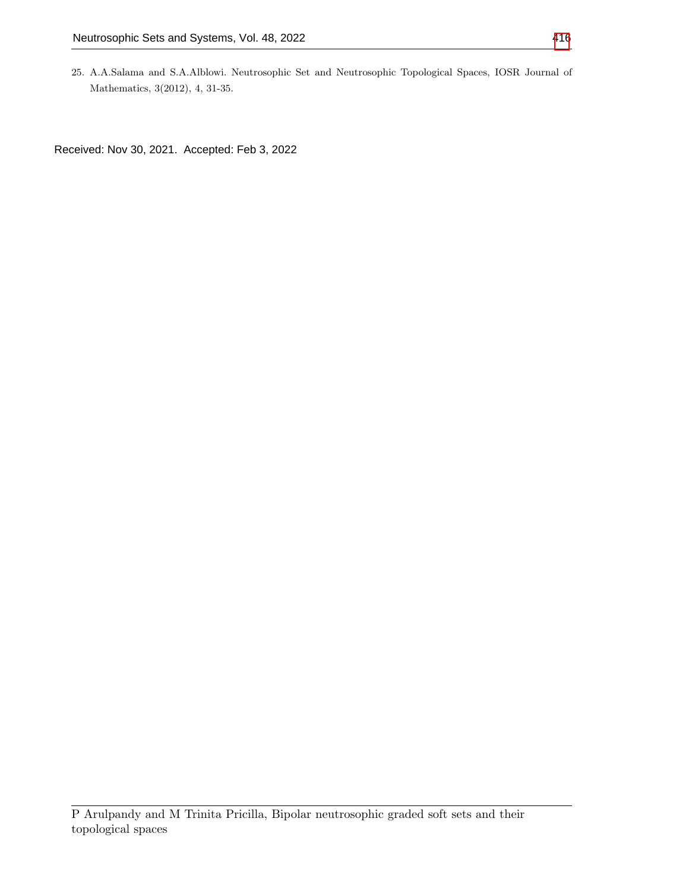25. A.A.Salama and S.A.Alblowi. Neutrosophic Set and Neutrosophic Topological Spaces, IOSR Journal of Mathematics, 3(2012), 4, 31-35.

Received: Nov 30, 2021. Accepted: Feb 3, 2022